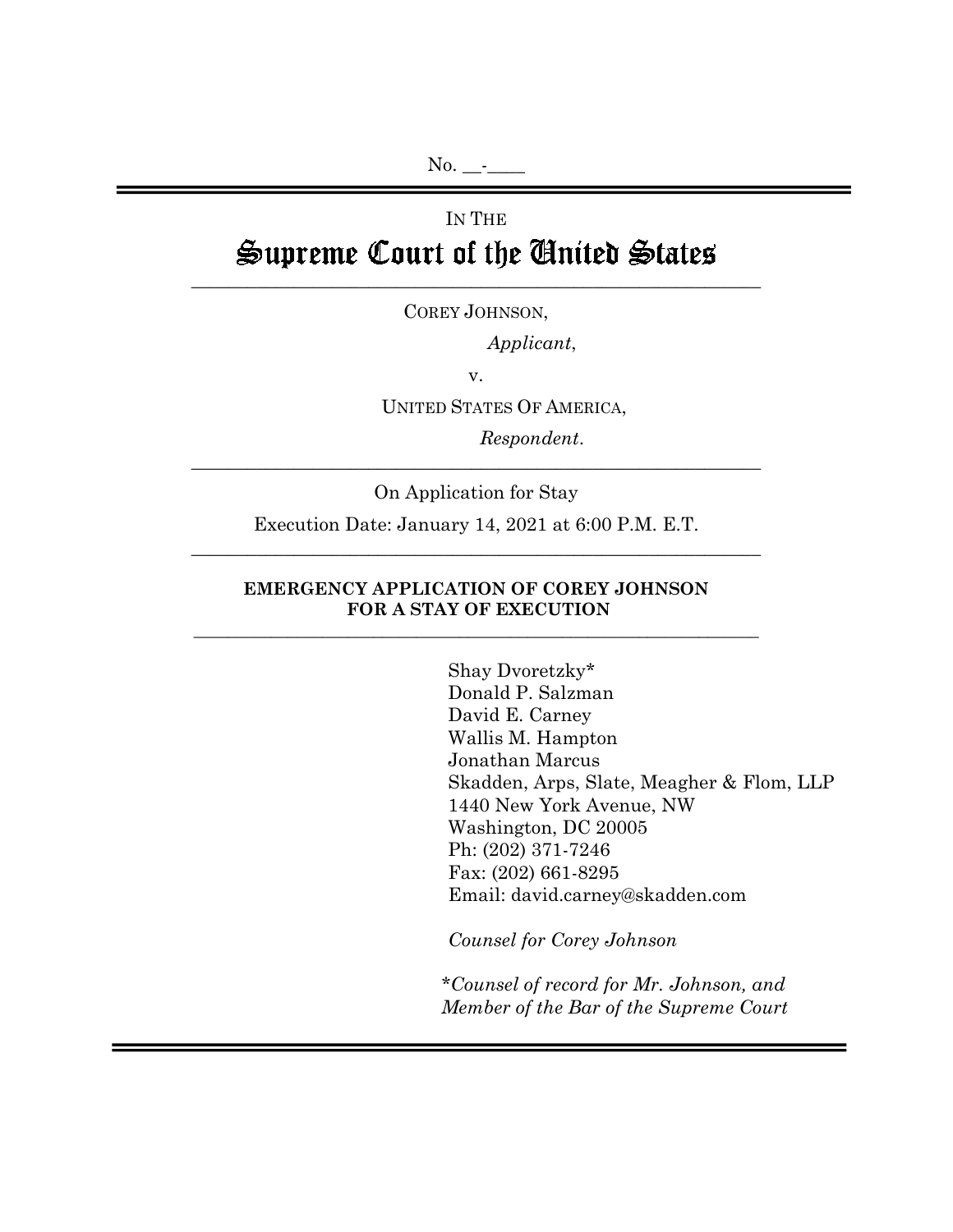No. __-____

IN THE

# Supreme Court of the United States

---

COREY JOHNSON,

*Applicant*,

v.

UNITED STATES OF AMERICA,

*Respondent*.

---

On Application for Stay

Execution Date: January 14, 2021 at 6:00 P.M. E.T.

---

**EMERGENCY APPLICATION OF COREY JOHNSON FOR A STAY OF EXECUTION**

---

Shay Dvoretzky*
Donald P. Salzman
David E. Carney
Wallis M. Hampton
Jonathan Marcus
Skadden, Arps, Slate, Meagher & Flom, LLP
1440 New York Avenue, NW
Washington, DC 20005
Ph: (202) 371-7246
Fax: (202) 661-8295
Email: david.carney@skadden.com

*Counsel for Corey Johnson*

*\*Counsel of record for Mr. Johnson, and Member of the Bar of the Supreme Court*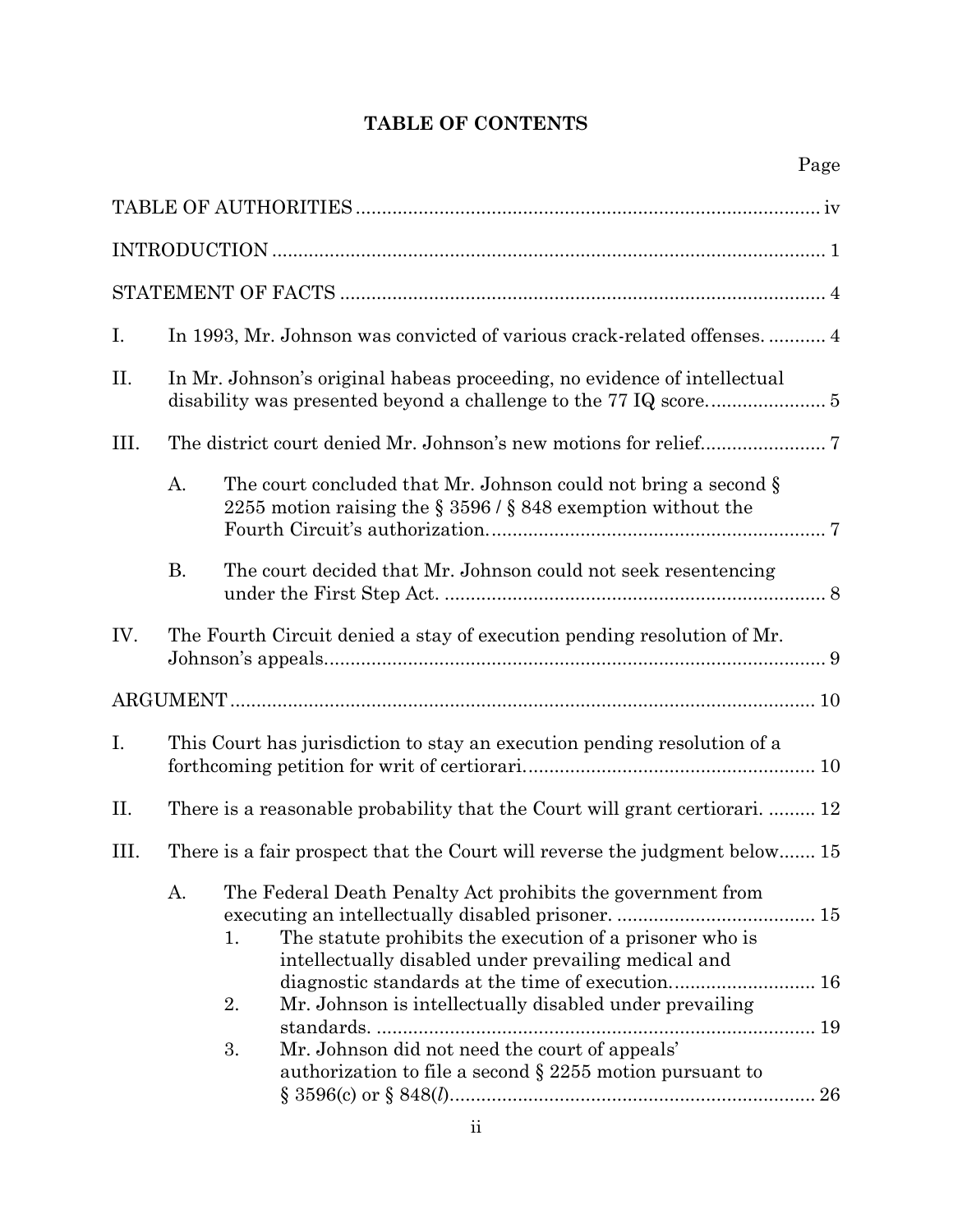# TABLE OF CONTENTS

| | Page |
|---|---|
| TABLE OF AUTHORITIES | iv |
| INTRODUCTION | 1 |
| STATEMENT OF FACTS | 4 |
| I. In 1993, Mr. Johnson was convicted of various crack-related offenses. | 4 |
| II. In Mr. Johnson's original habeas proceeding, no evidence of intellectual disability was presented beyond a challenge to the 77 IQ score. | 5 |
| III. The district court denied Mr. Johnson's new motions for relief. | 7 |
| A. The court concluded that Mr. Johnson could not bring a second § 2255 motion raising the § 3596 / § 848 exemption without the Fourth Circuit's authorization. | 7 |
| B. The court decided that Mr. Johnson could not seek resentencing under the First Step Act. | 8 |
| IV. The Fourth Circuit denied a stay of execution pending resolution of Mr. Johnson's appeals. | 9 |
| ARGUMENT | 10 |
| I. This Court has jurisdiction to stay an execution pending resolution of a forthcoming petition for writ of certiorari. | 10 |
| II. There is a reasonable probability that the Court will grant certiorari. | 12 |
| III. There is a fair prospect that the Court will reverse the judgment below | 15 |
| A. The Federal Death Penalty Act prohibits the government from executing an intellectually disabled prisoner. | 15 |
| 1. The statute prohibits the execution of a prisoner who is intellectually disabled under prevailing medical and diagnostic standards at the time of execution. | 16 |
| 2. Mr. Johnson is intellectually disabled under prevailing standards. | 19 |
| 3. Mr. Johnson did not need the court of appeals' authorization to file a second § 2255 motion pursuant to § 3596(c) or § 848(*l*). | 26 |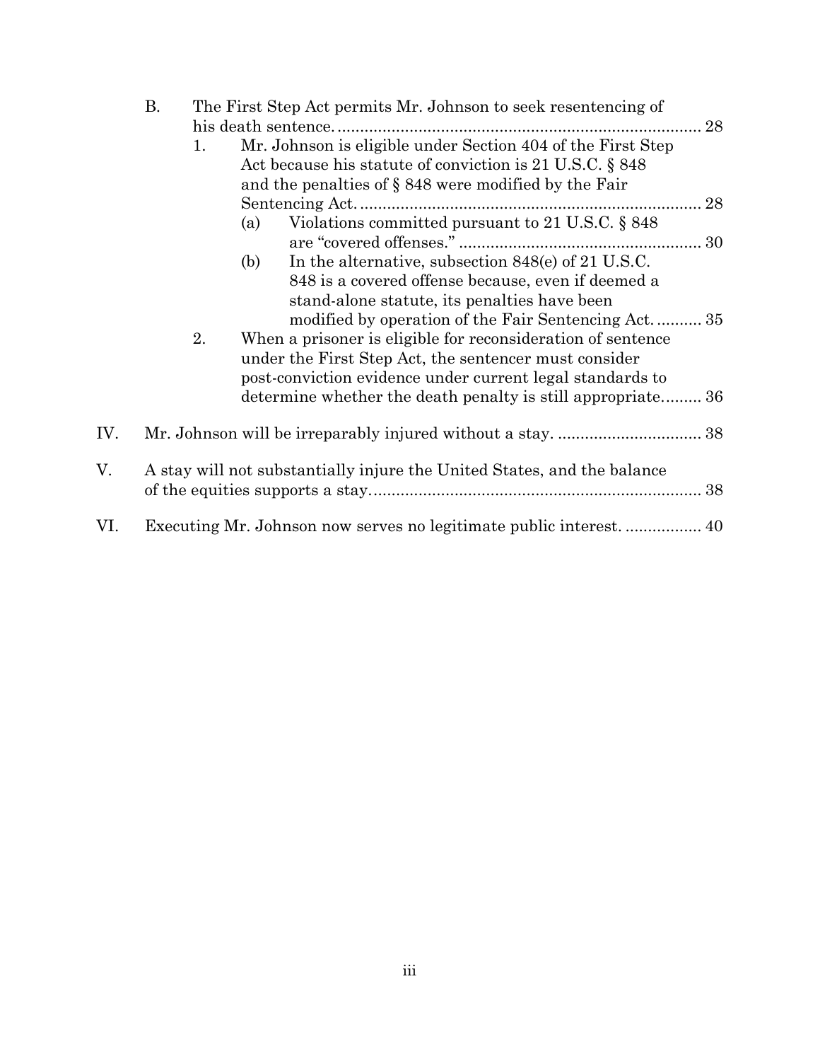- B. The First Step Act permits Mr. Johnson to seek resentencing of his death sentence. ........................................................................ 28
  - 1. Mr. Johnson is eligible under Section 404 of the First Step Act because his statute of conviction is 21 U.S.C. § 848 and the penalties of § 848 were modified by the Fair Sentencing Act. ........................................................................ 28
    - (a) Violations committed pursuant to 21 U.S.C. § 848 are "covered offenses." ........................................................ 30
    - (b) In the alternative, subsection 848(e) of 21 U.S.C. 848 is a covered offense because, even if deemed a stand-alone statute, its penalties have been modified by operation of the Fair Sentencing Act. .......... 35
  - 2. When a prisoner is eligible for reconsideration of sentence under the First Step Act, the sentencer must consider post-conviction evidence under current legal standards to determine whether the death penalty is still appropriate......... 36

IV. Mr. Johnson will be irreparably injured without a stay. ................................ 38

V. A stay will not substantially injure the United States, and the balance of the equities supports a stay.......................................................................... 38

VI. Executing Mr. Johnson now serves no legitimate public interest. ................. 40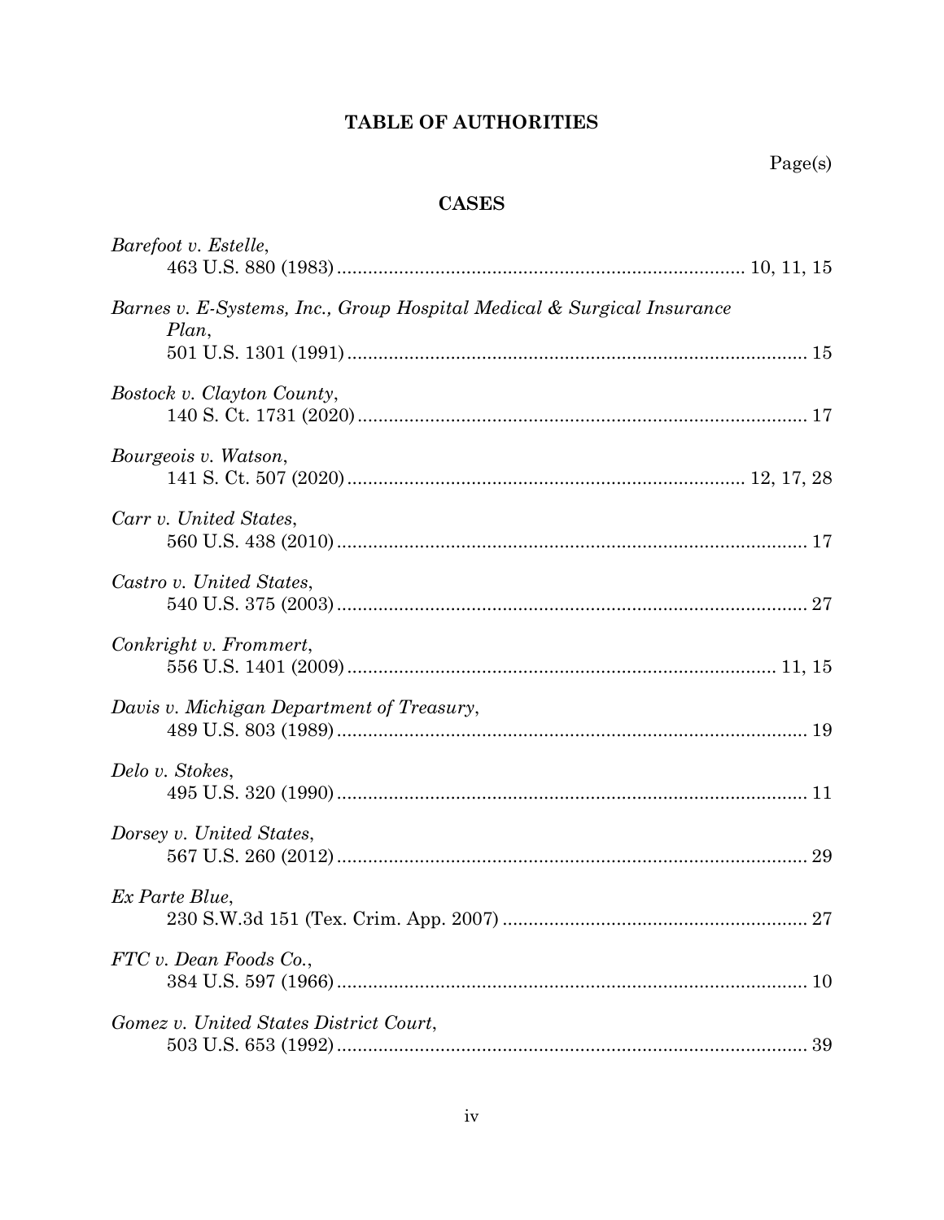# TABLE OF AUTHORITIES

Page(s)

## CASES

*Barefoot v. Estelle*,
463 U.S. 880 (1983) ............................................................................ 10, 11, 15

*Barnes v. E-Systems, Inc., Group Hospital Medical & Surgical Insurance Plan*,
501 U.S. 1301 (1991) ....................................................................................... 15

*Bostock v. Clayton County*,
140 S. Ct. 1731 (2020) ..................................................................................... 17

*Bourgeois v. Watson*,
141 S. Ct. 507 (2020) ......................................................................... 12, 17, 28

*Carr v. United States*,
560 U.S. 438 (2010) ......................................................................................... 17

*Castro v. United States*,
540 U.S. 375 (2003) ......................................................................................... 27

*Conkright v. Frommert*,
556 U.S. 1401 (2009) .................................................................................. 11, 15

*Davis v. Michigan Department of Treasury*,
489 U.S. 803 (1989) ......................................................................................... 19

*Delo v. Stokes*,
495 U.S. 320 (1990) ......................................................................................... 11

*Dorsey v. United States*,
567 U.S. 260 (2012) ......................................................................................... 29

*Ex Parte Blue*,
230 S.W.3d 151 (Tex. Crim. App. 2007) .......................................................... 27

*FTC v. Dean Foods Co.*,
384 U.S. 597 (1966) ......................................................................................... 10

*Gomez v. United States District Court*,
503 U.S. 653 (1992) ......................................................................................... 39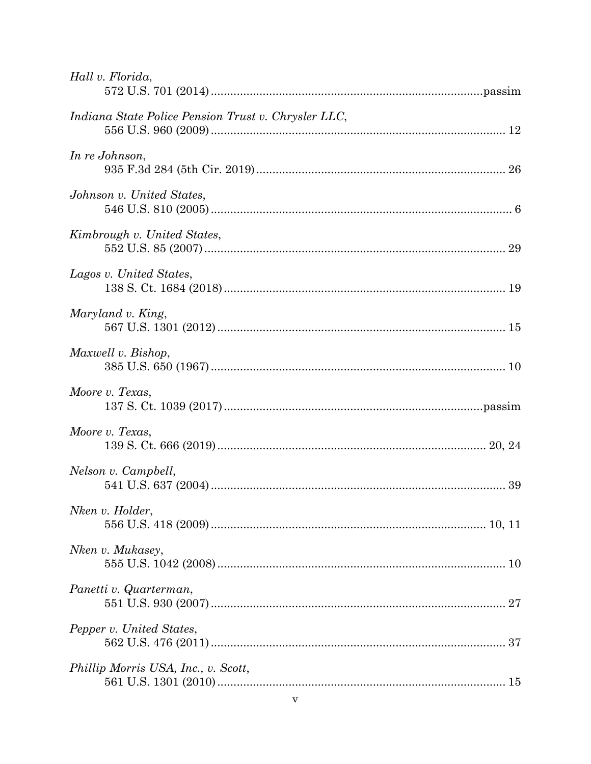*Hall v. Florida*,
572 U.S. 701 (2014) ....................................................................................passim

*Indiana State Police Pension Trust v. Chrysler LLC*,
556 U.S. 960 (2009) ........................................................................................ 12

*In re Johnson*,
935 F.3d 284 (5th Cir. 2019) ........................................................................... 26

*Johnson v. United States*,
546 U.S. 810 (2005) .......................................................................................... 6

*Kimbrough v. United States*,
552 U.S. 85 (2007) ........................................................................................... 29

*Lagos v. United States*,
138 S. Ct. 1684 (2018) ..................................................................................... 19

*Maryland v. King*,
567 U.S. 1301 (2012) ....................................................................................... 15

*Maxwell v. Bishop*,
385 U.S. 650 (1967) ......................................................................................... 10

*Moore v. Texas*,
137 S. Ct. 1039 (2017) .............................................................................passim

*Moore v. Texas*,
139 S. Ct. 666 (2019) ................................................................................ 20, 24

*Nelson v. Campbell*,
541 U.S. 637 (2004) ......................................................................................... 39

*Nken v. Holder*,
556 U.S. 418 (2009) .................................................................................. 10, 11

*Nken v. Mukasey*,
555 U.S. 1042 (2008) ....................................................................................... 10

*Panetti v. Quarterman*,
551 U.S. 930 (2007) ......................................................................................... 27

*Pepper v. United States*,
562 U.S. 476 (2011) ......................................................................................... 37

*Phillip Morris USA, Inc., v. Scott*,
561 U.S. 1301 (2010) ....................................................................................... 15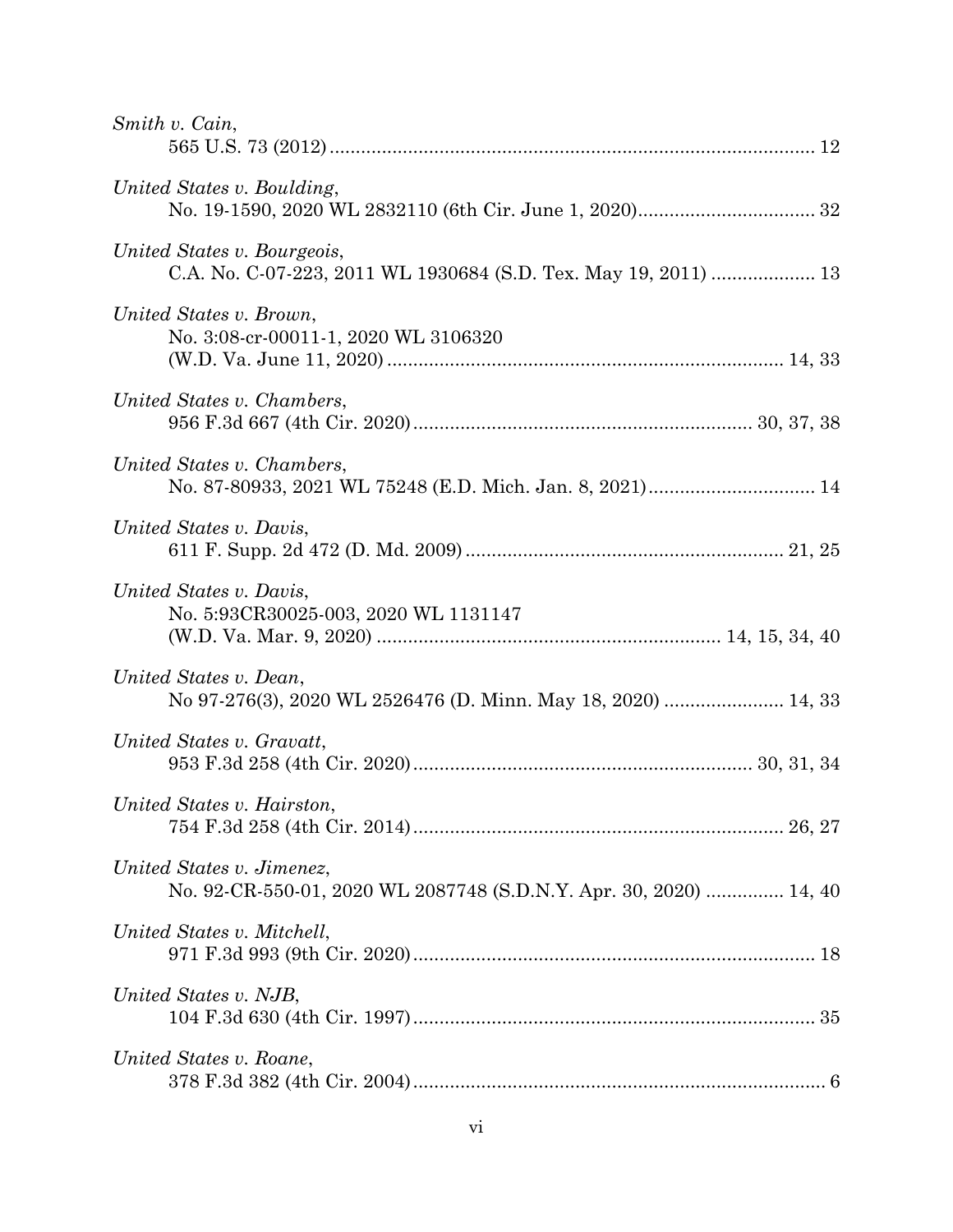*Smith v. Cain*,
565 U.S. 73 (2012) ............................................................................................ 12

*United States v. Boulding*,
No. 19-1590, 2020 WL 2832110 (6th Cir. June 1, 2020).................................. 32

*United States v. Bourgeois*,
C.A. No. C-07-223, 2011 WL 1930684 (S.D. Tex. May 19, 2011) .................... 13

*United States v. Brown*,
No. 3:08-cr-00011-1, 2020 WL 3106320
(W.D. Va. June 11, 2020) ........................................................................... 14, 33

*United States v. Chambers*,
956 F.3d 667 (4th Cir. 2020)................................................................ 30, 37, 38

*United States v. Chambers*,
No. 87-80933, 2021 WL 75248 (E.D. Mich. Jan. 8, 2021)................................ 14

*United States v. Davis*,
611 F. Supp. 2d 472 (D. Md. 2009) ............................................................ 21, 25

*United States v. Davis*,
No. 5:93CR30025-003, 2020 WL 1131147
(W.D. Va. Mar. 9, 2020) ................................................................. 14, 15, 34, 40

*United States v. Dean*,
No 97-276(3), 2020 WL 2526476 (D. Minn. May 18, 2020) ....................... 14, 33

*United States v. Gravatt*,
953 F.3d 258 (4th Cir. 2020)................................................................ 30, 31, 34

*United States v. Hairston*,
754 F.3d 258 (4th Cir. 2014)...................................................................... 26, 27

*United States v. Jimenez*,
No. 92-CR-550-01, 2020 WL 2087748 (S.D.N.Y. Apr. 30, 2020) ............... 14, 40

*United States v. Mitchell*,
971 F.3d 993 (9th Cir. 2020)............................................................................ 18

*United States v. NJB*,
104 F.3d 630 (4th Cir. 1997)............................................................................ 35

*United States v. Roane*,
378 F.3d 382 (4th Cir. 2004).............................................................................. 6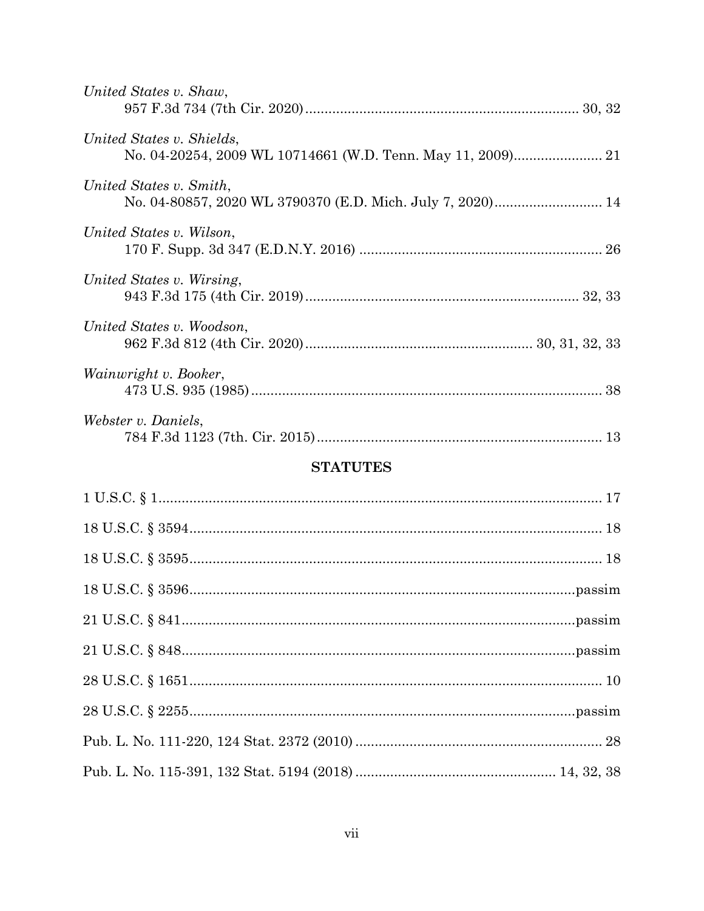*United States v. Shaw*,
957 F.3d 734 (7th Cir. 2020) ........................................................................ 30, 32

*United States v. Shields*,
No. 04-20254, 2009 WL 10714661 (W.D. Tenn. May 11, 2009)........................ 21

*United States v. Smith*,
No. 04-80857, 2020 WL 3790370 (E.D. Mich. July 7, 2020)............................ 14

*United States v. Wilson*,
170 F. Supp. 3d 347 (E.D.N.Y. 2016) ............................................................... 26

*United States v. Wirsing*,
943 F.3d 175 (4th Cir. 2019)........................................................................ 32, 33

*United States v. Woodson*,
962 F.3d 812 (4th Cir. 2020)........................................................... 30, 31, 32, 33

*Wainwright v. Booker*,
473 U.S. 935 (1985)............................................................................................ 38

*Webster v. Daniels*,
784 F.3d 1123 (7th. Cir. 2015).......................................................................... 13

## STATUTES

1 U.S.C. § 1.......................................................................................................... 17

18 U.S.C. § 3594................................................................................................... 18

18 U.S.C. § 3595................................................................................................... 18

18 U.S.C. § 3596.............................................................................................passim

21 U.S.C. § 841...............................................................................................passim

21 U.S.C. § 848...............................................................................................passim

28 U.S.C. § 1651................................................................................................... 10

28 U.S.C. § 2255.............................................................................................passim

Pub. L. No. 111-220, 124 Stat. 2372 (2010) ....................................................... 28

Pub. L. No. 115-391, 132 Stat. 5194 (2018) ........................................... 14, 32, 38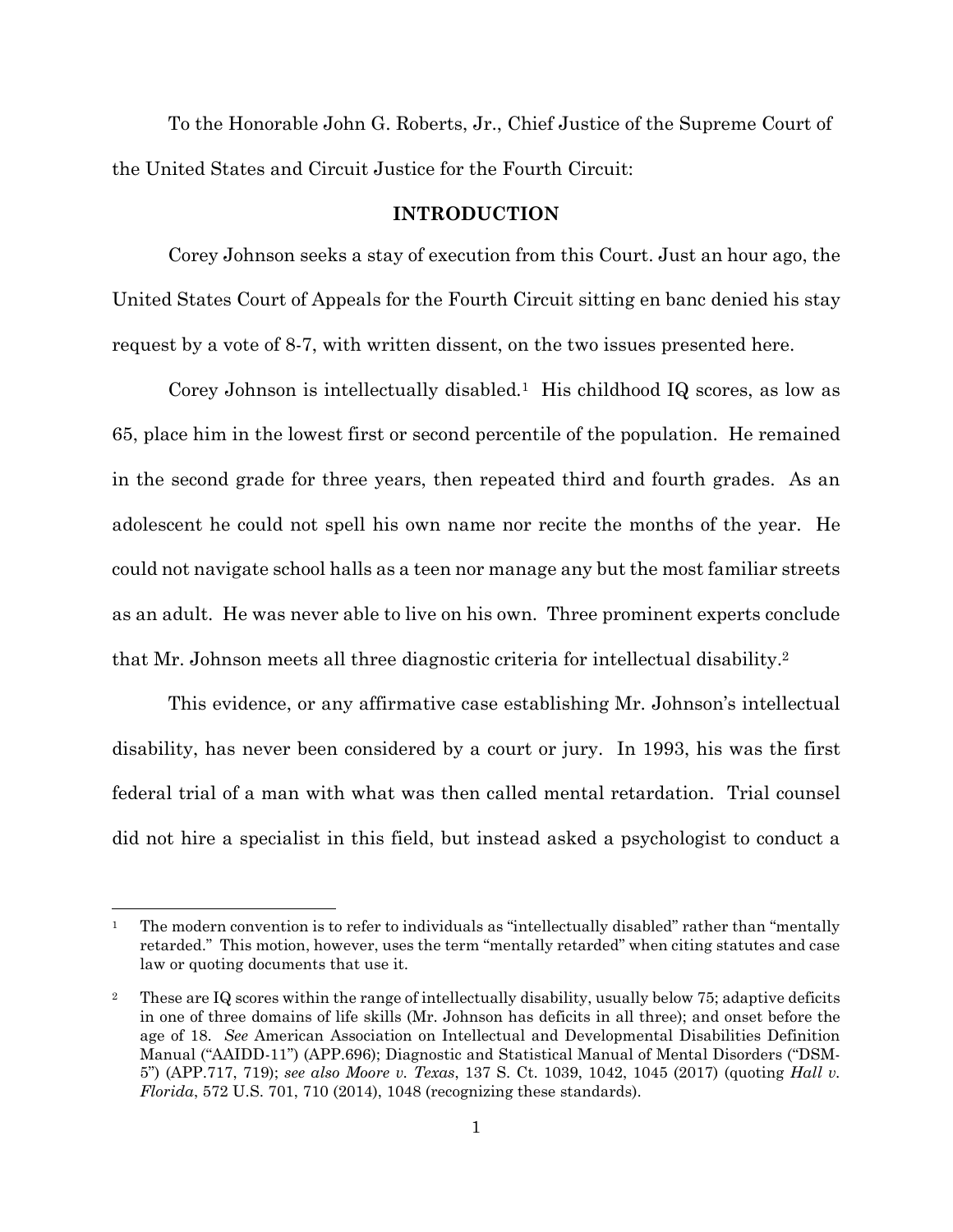To the Honorable John G. Roberts, Jr., Chief Justice of the Supreme Court of the United States and Circuit Justice for the Fourth Circuit:

## INTRODUCTION

Corey Johnson seeks a stay of execution from this Court. Just an hour ago, the United States Court of Appeals for the Fourth Circuit sitting en banc denied his stay request by a vote of 8-7, with written dissent, on the two issues presented here.

Corey Johnson is intellectually disabled.[1] His childhood IQ scores, as low as 65, place him in the lowest first or second percentile of the population. He remained in the second grade for three years, then repeated third and fourth grades. As an adolescent he could not spell his own name nor recite the months of the year. He could not navigate school halls as a teen nor manage any but the most familiar streets as an adult. He was never able to live on his own. Three prominent experts conclude that Mr. Johnson meets all three diagnostic criteria for intellectual disability.[2]

This evidence, or any affirmative case establishing Mr. Johnson's intellectual disability, has never been considered by a court or jury. In 1993, his was the first federal trial of a man with what was then called mental retardation. Trial counsel did not hire a specialist in this field, but instead asked a psychologist to conduct a

---

[1] The modern convention is to refer to individuals as "intellectually disabled" rather than "mentally retarded." This motion, however, uses the term "mentally retarded" when citing statutes and case law or quoting documents that use it.

[2] These are IQ scores within the range of intellectually disability, usually below 75; adaptive deficits in one of three domains of life skills (Mr. Johnson has deficits in all three); and onset before the age of 18. *See* American Association on Intellectual and Developmental Disabilities Definition Manual ("AAIDD-11") (APP.696); Diagnostic and Statistical Manual of Mental Disorders ("DSM-5") (APP.717, 719); *see also Moore v. Texas*, 137 S. Ct. 1039, 1042, 1045 (2017) (quoting *Hall v. Florida*, 572 U.S. 701, 710 (2014), 1048 (recognizing these standards).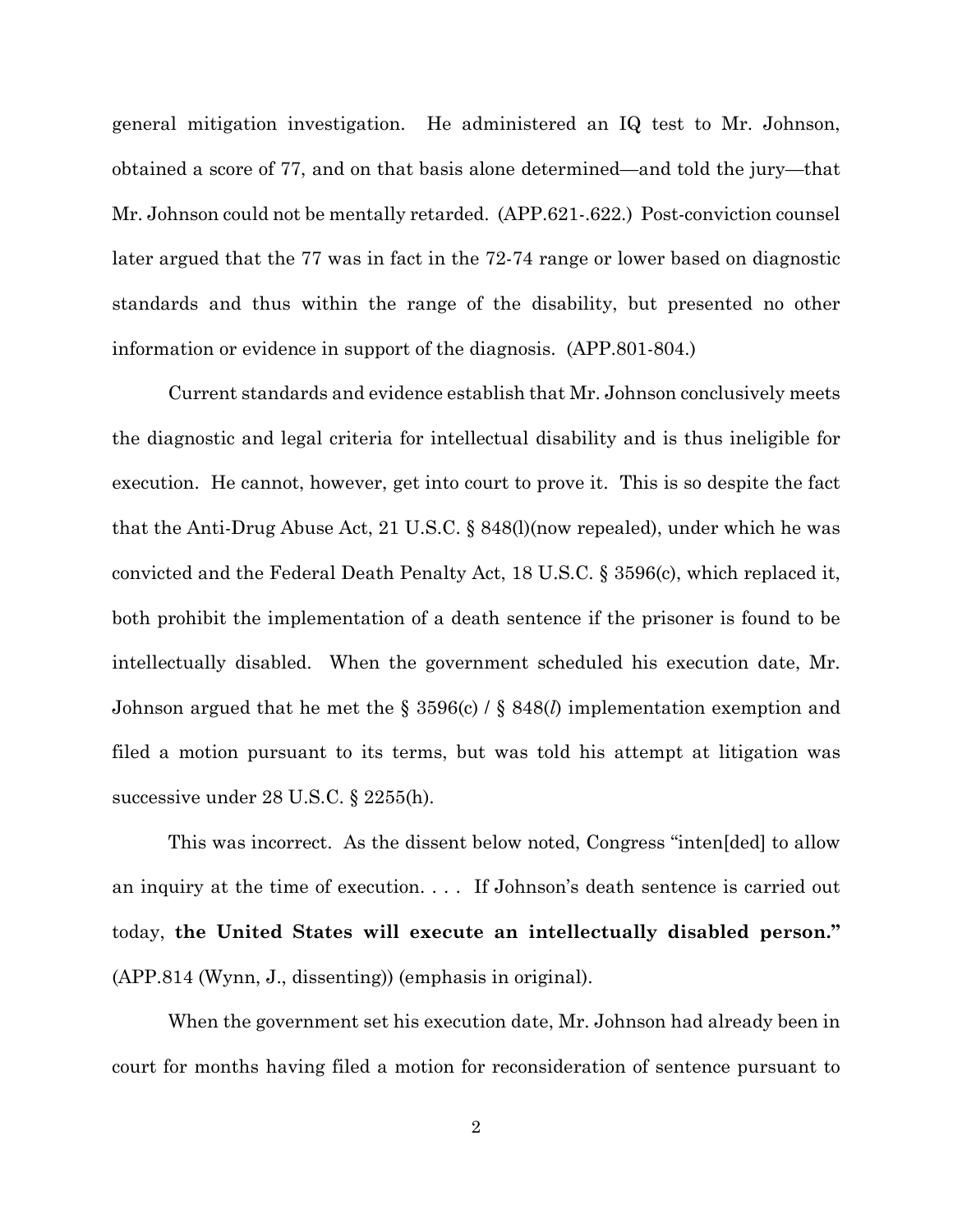general mitigation investigation. He administered an IQ test to Mr. Johnson, obtained a score of 77, and on that basis alone determined—and told the jury—that Mr. Johnson could not be mentally retarded. (APP.621-.622.) Post-conviction counsel later argued that the 77 was in fact in the 72-74 range or lower based on diagnostic standards and thus within the range of the disability, but presented no other information or evidence in support of the diagnosis. (APP.801-804.)

Current standards and evidence establish that Mr. Johnson conclusively meets the diagnostic and legal criteria for intellectual disability and is thus ineligible for execution. He cannot, however, get into court to prove it. This is so despite the fact that the Anti-Drug Abuse Act, 21 U.S.C. § 848(l)(now repealed), under which he was convicted and the Federal Death Penalty Act, 18 U.S.C. § 3596(c), which replaced it, both prohibit the implementation of a death sentence if the prisoner is found to be intellectually disabled. When the government scheduled his execution date, Mr. Johnson argued that he met the § 3596(c) / § 848(*l*) implementation exemption and filed a motion pursuant to its terms, but was told his attempt at litigation was successive under 28 U.S.C. § 2255(h).

This was incorrect. As the dissent below noted, Congress "inten[ded] to allow an inquiry at the time of execution. . . . If Johnson's death sentence is carried out today, **the United States will execute an intellectually disabled person."** (APP.814 (Wynn, J., dissenting)) (emphasis in original).

When the government set his execution date, Mr. Johnson had already been in court for months having filed a motion for reconsideration of sentence pursuant to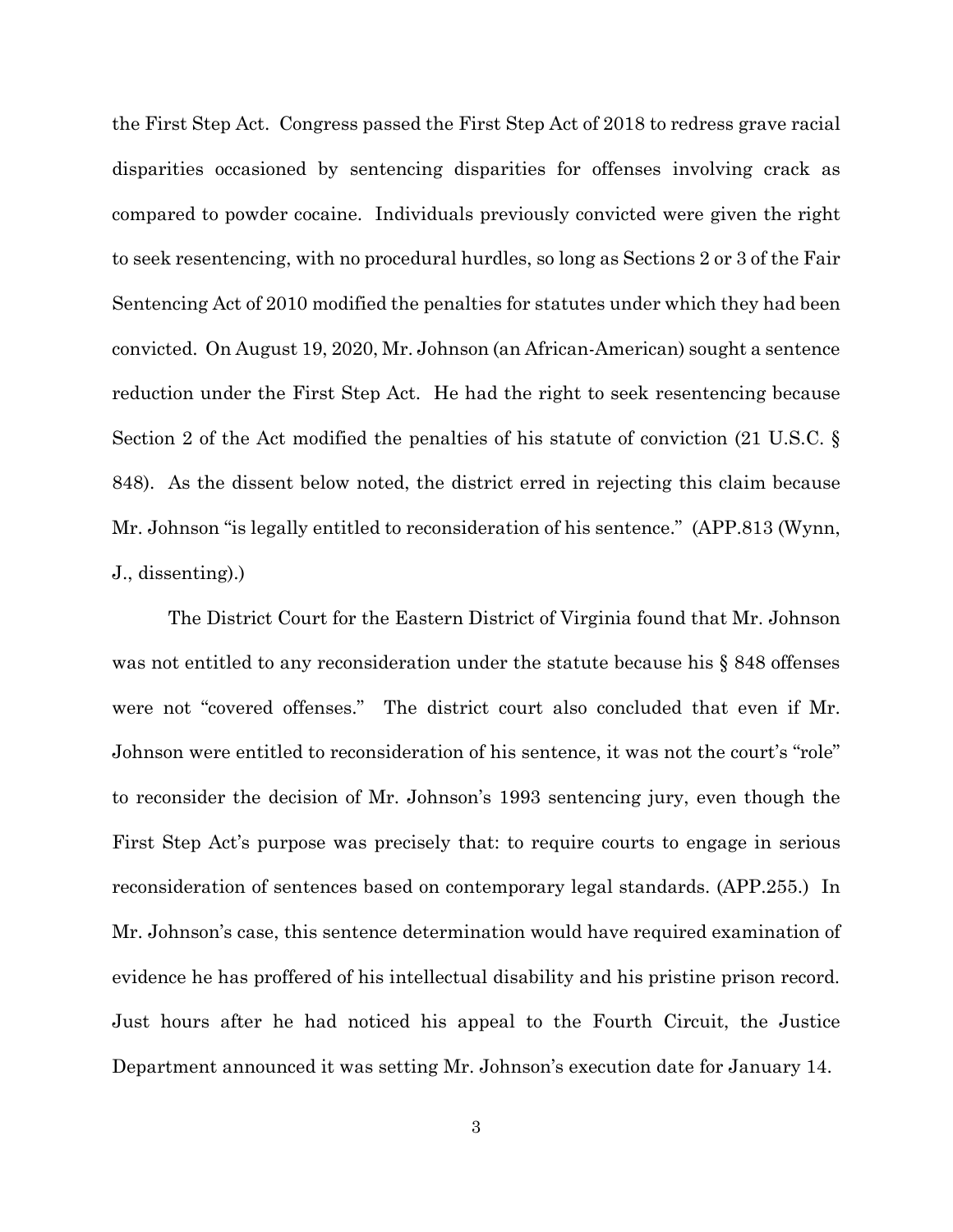the First Step Act. Congress passed the First Step Act of 2018 to redress grave racial disparities occasioned by sentencing disparities for offenses involving crack as compared to powder cocaine. Individuals previously convicted were given the right to seek resentencing, with no procedural hurdles, so long as Sections 2 or 3 of the Fair Sentencing Act of 2010 modified the penalties for statutes under which they had been convicted. On August 19, 2020, Mr. Johnson (an African-American) sought a sentence reduction under the First Step Act. He had the right to seek resentencing because Section 2 of the Act modified the penalties of his statute of conviction (21 U.S.C. § 848). As the dissent below noted, the district erred in rejecting this claim because Mr. Johnson "is legally entitled to reconsideration of his sentence." (APP.813 (Wynn, J., dissenting).)

The District Court for the Eastern District of Virginia found that Mr. Johnson was not entitled to any reconsideration under the statute because his § 848 offenses were not "covered offenses." The district court also concluded that even if Mr. Johnson were entitled to reconsideration of his sentence, it was not the court's "role" to reconsider the decision of Mr. Johnson's 1993 sentencing jury, even though the First Step Act's purpose was precisely that: to require courts to engage in serious reconsideration of sentences based on contemporary legal standards. (APP.255.) In Mr. Johnson's case, this sentence determination would have required examination of evidence he has proffered of his intellectual disability and his pristine prison record. Just hours after he had noticed his appeal to the Fourth Circuit, the Justice Department announced it was setting Mr. Johnson's execution date for January 14.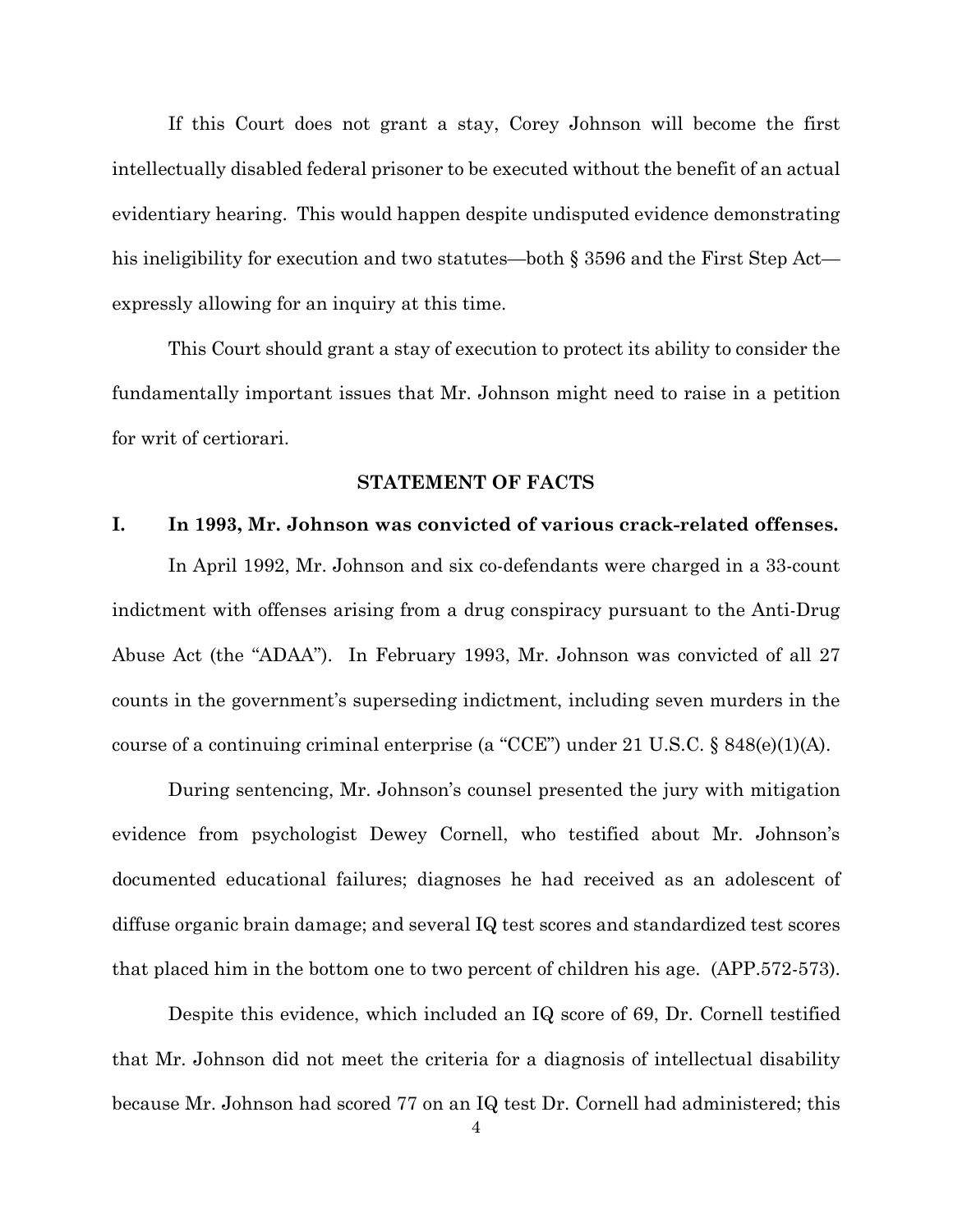If this Court does not grant a stay, Corey Johnson will become the first intellectually disabled federal prisoner to be executed without the benefit of an actual evidentiary hearing. This would happen despite undisputed evidence demonstrating his ineligibility for execution and two statutes—both § 3596 and the First Step Act—expressly allowing for an inquiry at this time.

This Court should grant a stay of execution to protect its ability to consider the fundamentally important issues that Mr. Johnson might need to raise in a petition for writ of certiorari.

## STATEMENT OF FACTS

### I. In 1993, Mr. Johnson was convicted of various crack-related offenses.

In April 1992, Mr. Johnson and six co-defendants were charged in a 33-count indictment with offenses arising from a drug conspiracy pursuant to the Anti-Drug Abuse Act (the "ADAA"). In February 1993, Mr. Johnson was convicted of all 27 counts in the government's superseding indictment, including seven murders in the course of a continuing criminal enterprise (a "CCE") under 21 U.S.C. § 848(e)(1)(A).

During sentencing, Mr. Johnson's counsel presented the jury with mitigation evidence from psychologist Dewey Cornell, who testified about Mr. Johnson's documented educational failures; diagnoses he had received as an adolescent of diffuse organic brain damage; and several IQ test scores and standardized test scores that placed him in the bottom one to two percent of children his age. (APP.572-573).

Despite this evidence, which included an IQ score of 69, Dr. Cornell testified that Mr. Johnson did not meet the criteria for a diagnosis of intellectual disability because Mr. Johnson had scored 77 on an IQ test Dr. Cornell had administered; this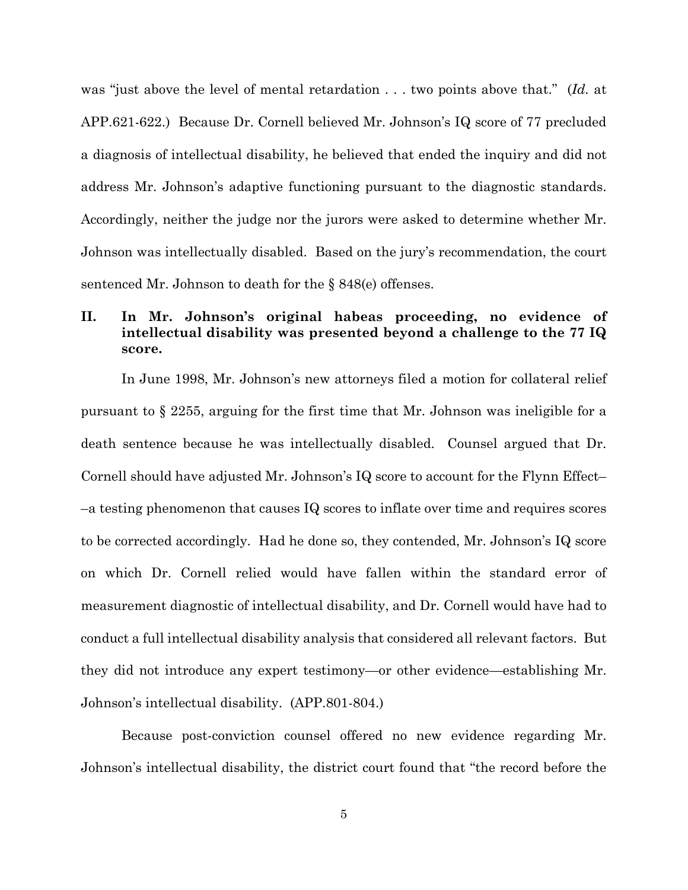was "just above the level of mental retardation . . . two points above that." (*Id.* at APP.621-622.) Because Dr. Cornell believed Mr. Johnson's IQ score of 77 precluded a diagnosis of intellectual disability, he believed that ended the inquiry and did not address Mr. Johnson's adaptive functioning pursuant to the diagnostic standards. Accordingly, neither the judge nor the jurors were asked to determine whether Mr. Johnson was intellectually disabled. Based on the jury's recommendation, the court sentenced Mr. Johnson to death for the § 848(e) offenses.

## II. In Mr. Johnson's original habeas proceeding, no evidence of intellectual disability was presented beyond a challenge to the 77 IQ score.

In June 1998, Mr. Johnson's new attorneys filed a motion for collateral relief pursuant to § 2255, arguing for the first time that Mr. Johnson was ineligible for a death sentence because he was intellectually disabled. Counsel argued that Dr. Cornell should have adjusted Mr. Johnson's IQ score to account for the Flynn Effect––a testing phenomenon that causes IQ scores to inflate over time and requires scores to be corrected accordingly. Had he done so, they contended, Mr. Johnson's IQ score on which Dr. Cornell relied would have fallen within the standard error of measurement diagnostic of intellectual disability, and Dr. Cornell would have had to conduct a full intellectual disability analysis that considered all relevant factors. But they did not introduce any expert testimony—or other evidence—establishing Mr. Johnson's intellectual disability. (APP.801-804.)

Because post-conviction counsel offered no new evidence regarding Mr. Johnson's intellectual disability, the district court found that "the record before the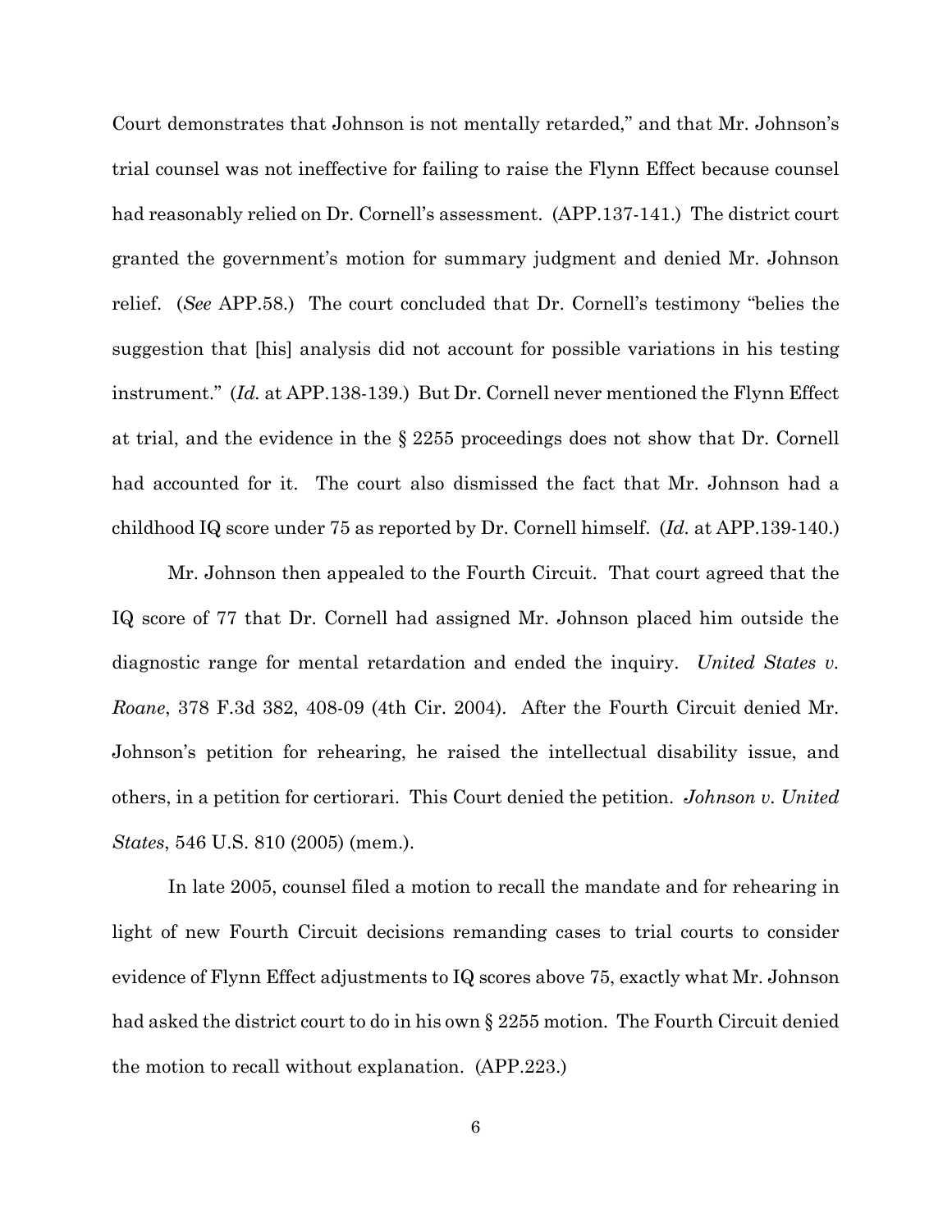Court demonstrates that Johnson is not mentally retarded," and that Mr. Johnson's trial counsel was not ineffective for failing to raise the Flynn Effect because counsel had reasonably relied on Dr. Cornell's assessment. (APP.137-141.) The district court granted the government's motion for summary judgment and denied Mr. Johnson relief. (*See* APP.58.) The court concluded that Dr. Cornell's testimony "belies the suggestion that [his] analysis did not account for possible variations in his testing instrument." (*Id.* at APP.138-139.) But Dr. Cornell never mentioned the Flynn Effect at trial, and the evidence in the § 2255 proceedings does not show that Dr. Cornell had accounted for it. The court also dismissed the fact that Mr. Johnson had a childhood IQ score under 75 as reported by Dr. Cornell himself. (*Id.* at APP.139-140.)

Mr. Johnson then appealed to the Fourth Circuit. That court agreed that the IQ score of 77 that Dr. Cornell had assigned Mr. Johnson placed him outside the diagnostic range for mental retardation and ended the inquiry. *United States v. Roane*, 378 F.3d 382, 408-09 (4th Cir. 2004). After the Fourth Circuit denied Mr. Johnson's petition for rehearing, he raised the intellectual disability issue, and others, in a petition for certiorari. This Court denied the petition. *Johnson v. United States*, 546 U.S. 810 (2005) (mem.).

In late 2005, counsel filed a motion to recall the mandate and for rehearing in light of new Fourth Circuit decisions remanding cases to trial courts to consider evidence of Flynn Effect adjustments to IQ scores above 75, exactly what Mr. Johnson had asked the district court to do in his own § 2255 motion. The Fourth Circuit denied the motion to recall without explanation. (APP.223.)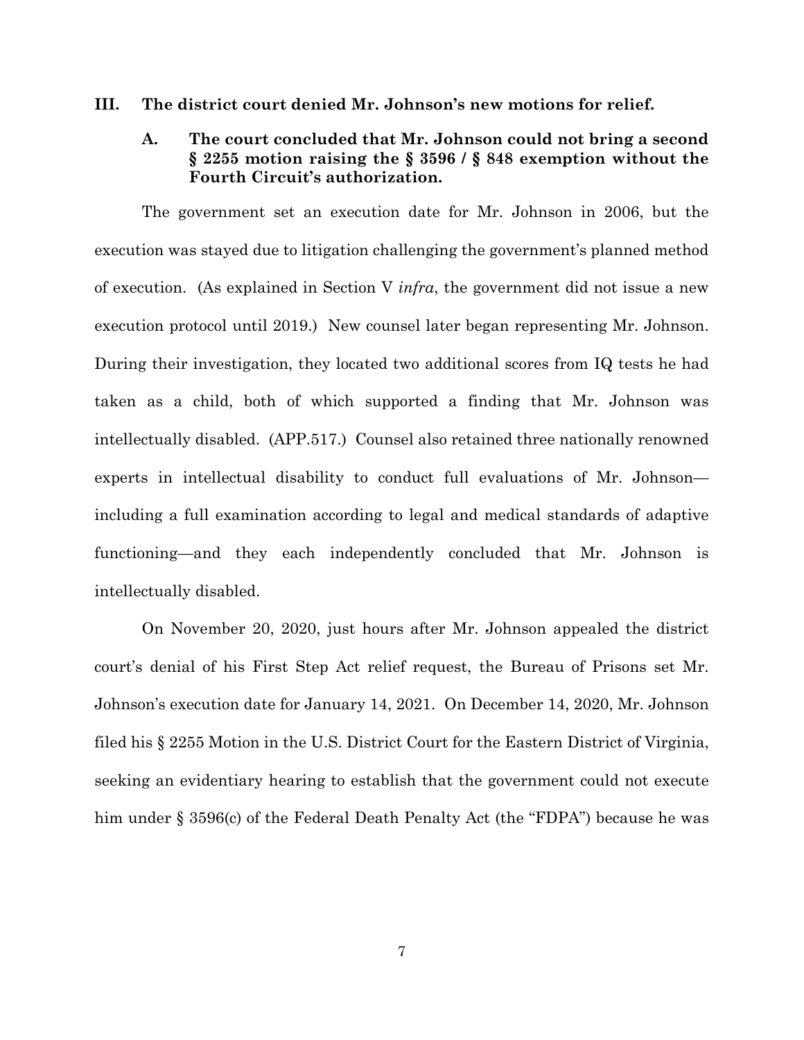## III. The district court denied Mr. Johnson's new motions for relief.

### A. The court concluded that Mr. Johnson could not bring a second § 2255 motion raising the § 3596 / § 848 exemption without the Fourth Circuit's authorization.

The government set an execution date for Mr. Johnson in 2006, but the execution was stayed due to litigation challenging the government's planned method of execution. (As explained in Section V *infra*, the government did not issue a new execution protocol until 2019.) New counsel later began representing Mr. Johnson. During their investigation, they located two additional scores from IQ tests he had taken as a child, both of which supported a finding that Mr. Johnson was intellectually disabled. (APP.517.) Counsel also retained three nationally renowned experts in intellectual disability to conduct full evaluations of Mr. Johnson—including a full examination according to legal and medical standards of adaptive functioning—and they each independently concluded that Mr. Johnson is intellectually disabled.

On November 20, 2020, just hours after Mr. Johnson appealed the district court's denial of his First Step Act relief request, the Bureau of Prisons set Mr. Johnson's execution date for January 14, 2021. On December 14, 2020, Mr. Johnson filed his § 2255 Motion in the U.S. District Court for the Eastern District of Virginia, seeking an evidentiary hearing to establish that the government could not execute him under § 3596(c) of the Federal Death Penalty Act (the "FDPA") because he was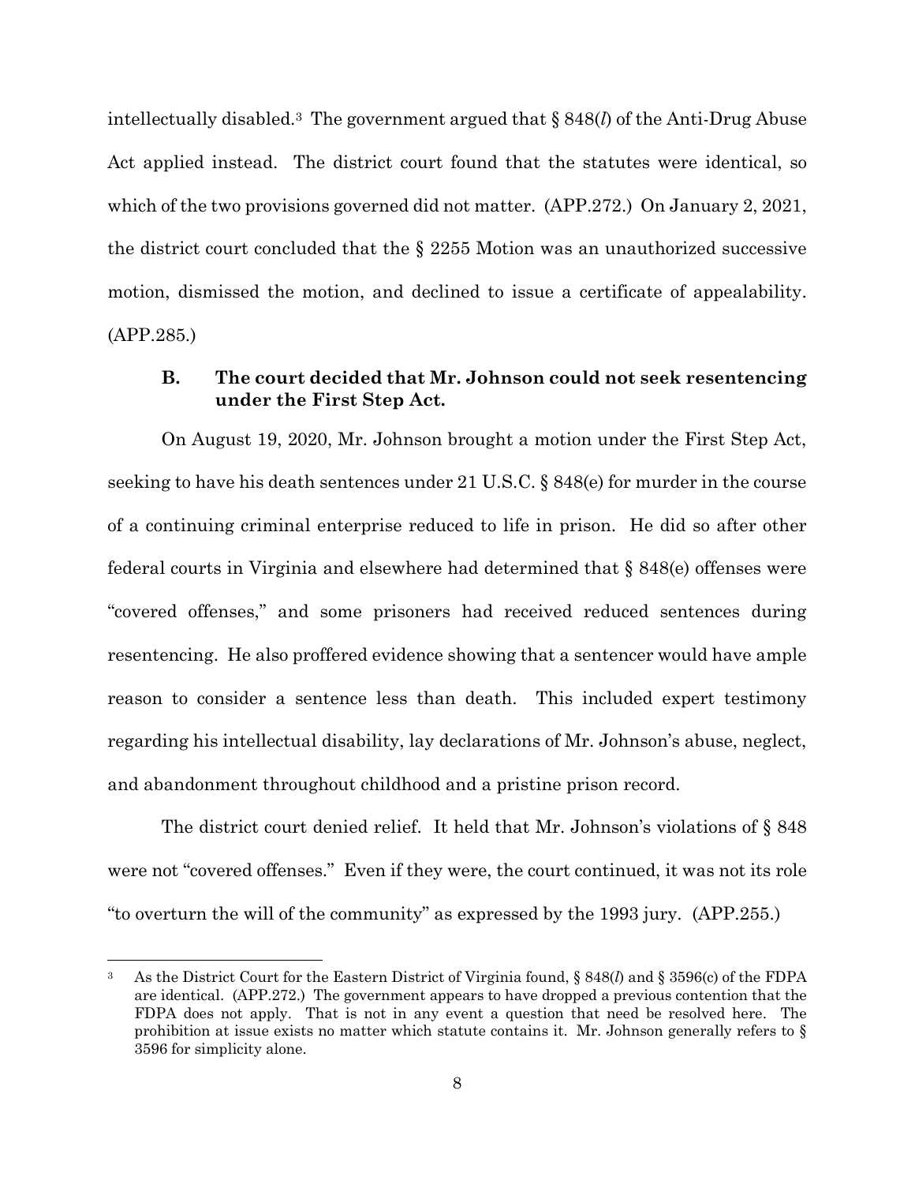intellectually disabled.[3] The government argued that § 848(*l*) of the Anti-Drug Abuse Act applied instead. The district court found that the statutes were identical, so which of the two provisions governed did not matter. (APP.272.) On January 2, 2021, the district court concluded that the § 2255 Motion was an unauthorized successive motion, dismissed the motion, and declined to issue a certificate of appealability. (APP.285.)

### B. The court decided that Mr. Johnson could not seek resentencing under the First Step Act.

On August 19, 2020, Mr. Johnson brought a motion under the First Step Act, seeking to have his death sentences under 21 U.S.C. § 848(e) for murder in the course of a continuing criminal enterprise reduced to life in prison. He did so after other federal courts in Virginia and elsewhere had determined that § 848(e) offenses were "covered offenses," and some prisoners had received reduced sentences during resentencing. He also proffered evidence showing that a sentencer would have ample reason to consider a sentence less than death. This included expert testimony regarding his intellectual disability, lay declarations of Mr. Johnson's abuse, neglect, and abandonment throughout childhood and a pristine prison record.

The district court denied relief. It held that Mr. Johnson's violations of § 848 were not "covered offenses." Even if they were, the court continued, it was not its role "to overturn the will of the community" as expressed by the 1993 jury. (APP.255.)

---

[3] As the District Court for the Eastern District of Virginia found, § 848(*l*) and § 3596(c) of the FDPA are identical. (APP.272.) The government appears to have dropped a previous contention that the FDPA does not apply. That is not in any event a question that need be resolved here. The prohibition at issue exists no matter which statute contains it. Mr. Johnson generally refers to § 3596 for simplicity alone.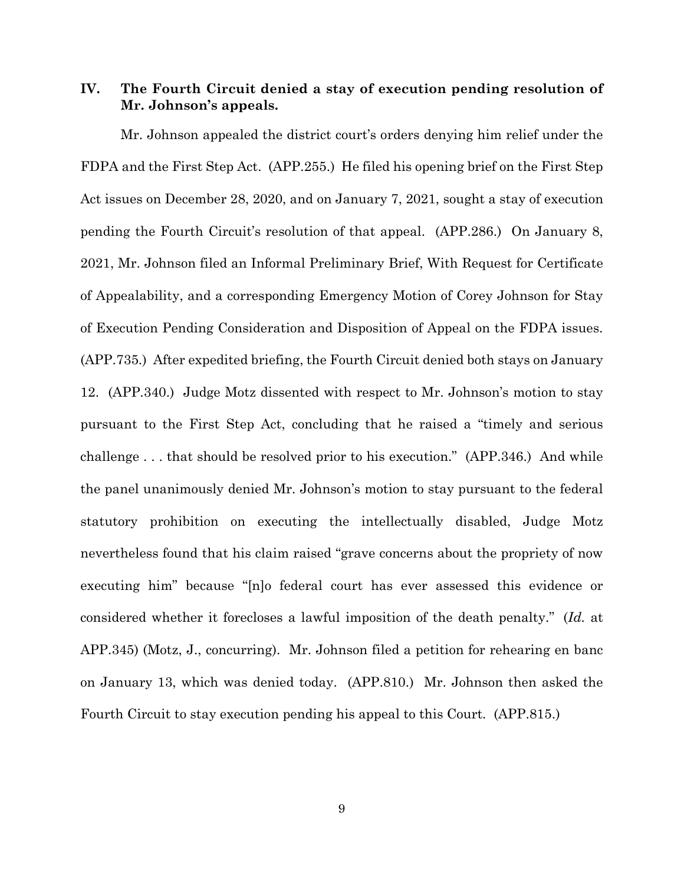## IV. The Fourth Circuit denied a stay of execution pending resolution of Mr. Johnson's appeals.

Mr. Johnson appealed the district court's orders denying him relief under the FDPA and the First Step Act. (APP.255.) He filed his opening brief on the First Step Act issues on December 28, 2020, and on January 7, 2021, sought a stay of execution pending the Fourth Circuit's resolution of that appeal. (APP.286.) On January 8, 2021, Mr. Johnson filed an Informal Preliminary Brief, With Request for Certificate of Appealability, and a corresponding Emergency Motion of Corey Johnson for Stay of Execution Pending Consideration and Disposition of Appeal on the FDPA issues. (APP.735.) After expedited briefing, the Fourth Circuit denied both stays on January 12. (APP.340.) Judge Motz dissented with respect to Mr. Johnson's motion to stay pursuant to the First Step Act, concluding that he raised a "timely and serious challenge . . . that should be resolved prior to his execution." (APP.346.) And while the panel unanimously denied Mr. Johnson's motion to stay pursuant to the federal statutory prohibition on executing the intellectually disabled, Judge Motz nevertheless found that his claim raised "grave concerns about the propriety of now executing him" because "[n]o federal court has ever assessed this evidence or considered whether it forecloses a lawful imposition of the death penalty." (*Id.* at APP.345) (Motz, J., concurring). Mr. Johnson filed a petition for rehearing en banc on January 13, which was denied today. (APP.810.) Mr. Johnson then asked the Fourth Circuit to stay execution pending his appeal to this Court. (APP.815.)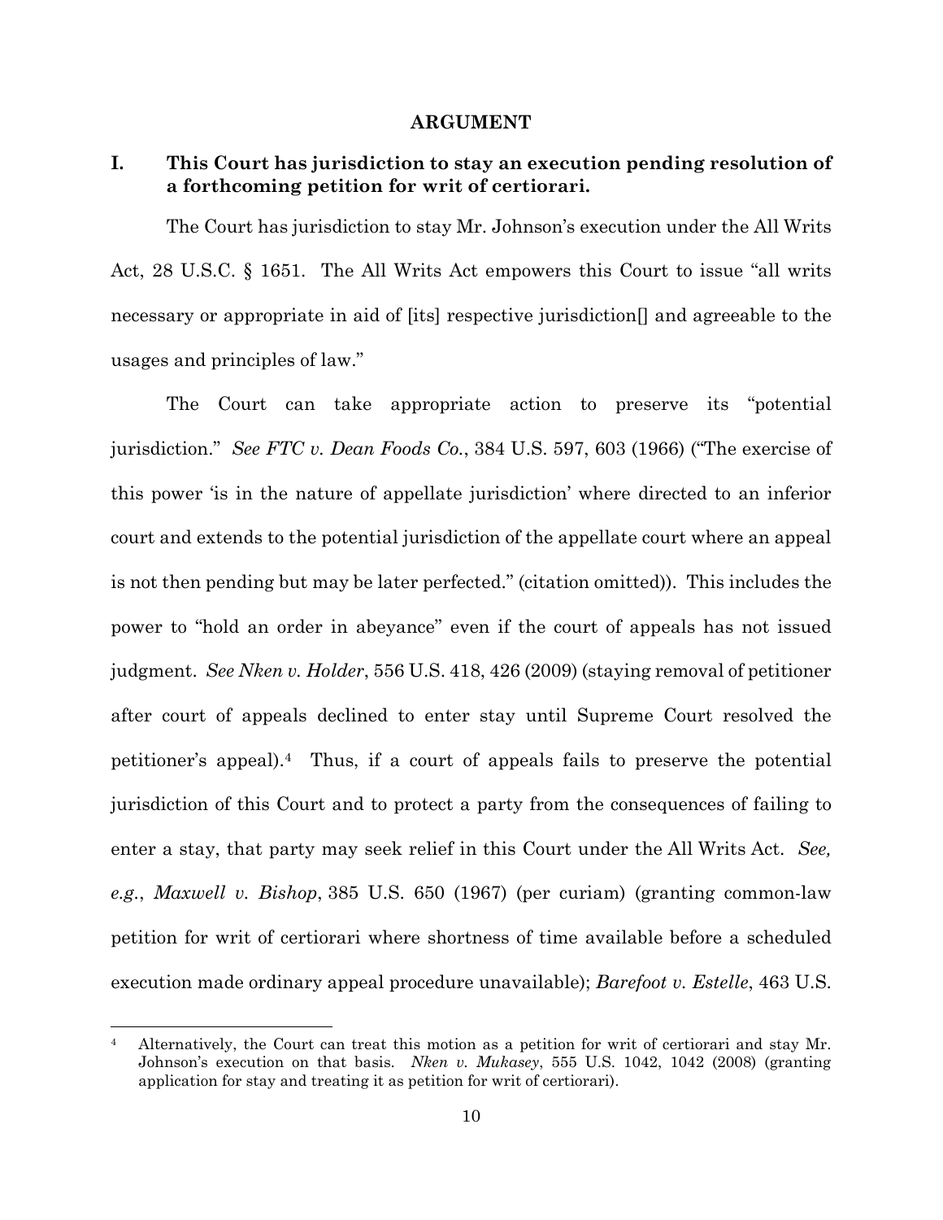## ARGUMENT

### I. This Court has jurisdiction to stay an execution pending resolution of a forthcoming petition for writ of certiorari.

The Court has jurisdiction to stay Mr. Johnson's execution under the All Writs Act, 28 U.S.C. § 1651. The All Writs Act empowers this Court to issue "all writs necessary or appropriate in aid of [its] respective jurisdiction[] and agreeable to the usages and principles of law."

The Court can take appropriate action to preserve its "potential jurisdiction." *See FTC v. Dean Foods Co.*, 384 U.S. 597, 603 (1966) ("The exercise of this power 'is in the nature of appellate jurisdiction' where directed to an inferior court and extends to the potential jurisdiction of the appellate court where an appeal is not then pending but may be later perfected." (citation omitted)). This includes the power to "hold an order in abeyance" even if the court of appeals has not issued judgment. *See Nken v. Holder*, 556 U.S. 418, 426 (2009) (staying removal of petitioner after court of appeals declined to enter stay until Supreme Court resolved the petitioner's appeal).[4] Thus, if a court of appeals fails to preserve the potential jurisdiction of this Court and to protect a party from the consequences of failing to enter a stay, that party may seek relief in this Court under the All Writs Act. *See, e.g.*, *Maxwell v. Bishop*, 385 U.S. 650 (1967) (per curiam) (granting common-law petition for writ of certiorari where shortness of time available before a scheduled execution made ordinary appeal procedure unavailable); *Barefoot v. Estelle*, 463 U.S.

---

[4] Alternatively, the Court can treat this motion as a petition for writ of certiorari and stay Mr. Johnson's execution on that basis. *Nken v. Mukasey*, 555 U.S. 1042, 1042 (2008) (granting application for stay and treating it as petition for writ of certiorari).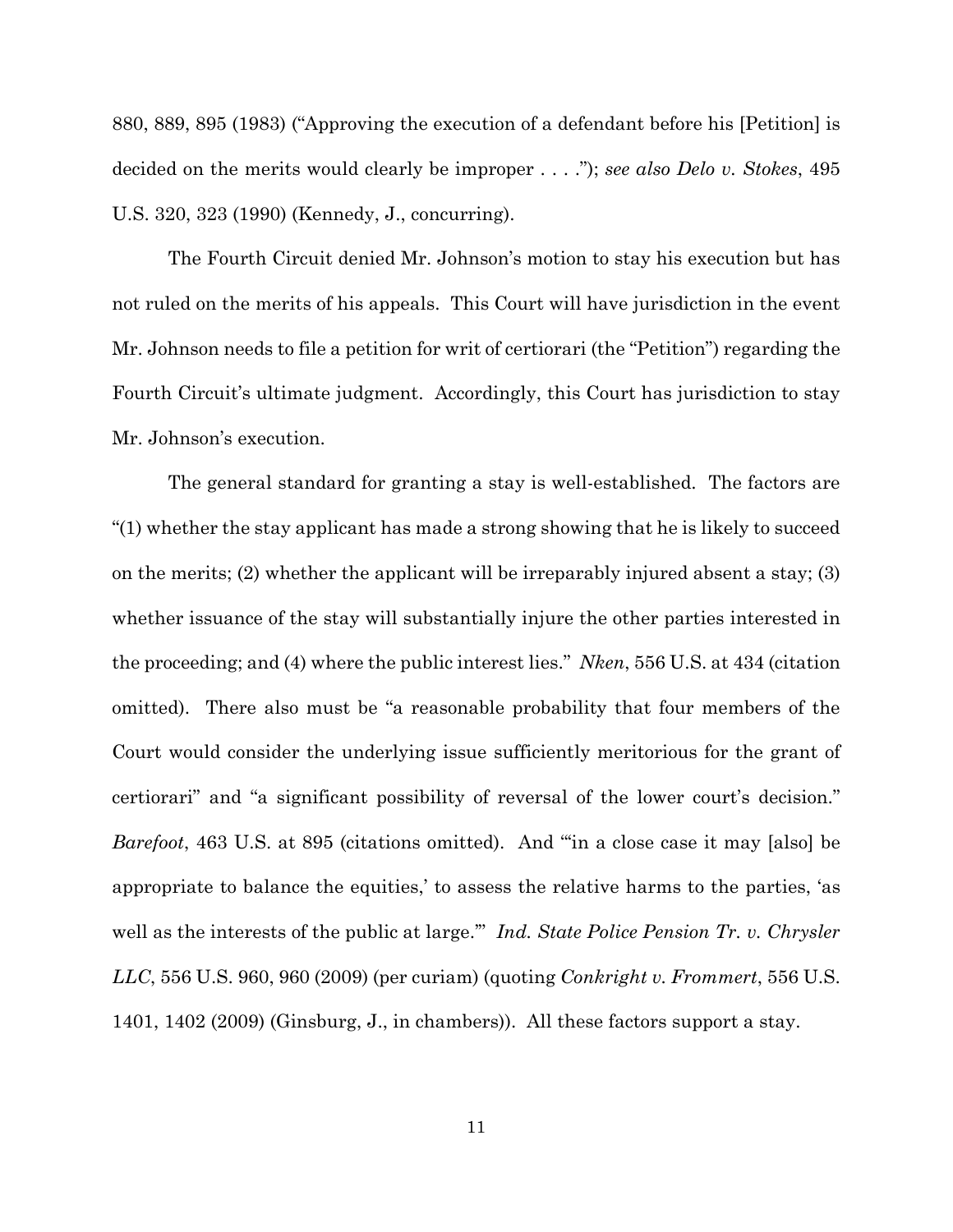880, 889, 895 (1983) ("Approving the execution of a defendant before his [Petition] is decided on the merits would clearly be improper . . . ."); *see also Delo v. Stokes*, 495 U.S. 320, 323 (1990) (Kennedy, J., concurring).

The Fourth Circuit denied Mr. Johnson's motion to stay his execution but has not ruled on the merits of his appeals. This Court will have jurisdiction in the event Mr. Johnson needs to file a petition for writ of certiorari (the "Petition") regarding the Fourth Circuit's ultimate judgment. Accordingly, this Court has jurisdiction to stay Mr. Johnson's execution.

The general standard for granting a stay is well-established. The factors are "(1) whether the stay applicant has made a strong showing that he is likely to succeed on the merits; (2) whether the applicant will be irreparably injured absent a stay; (3) whether issuance of the stay will substantially injure the other parties interested in the proceeding; and (4) where the public interest lies." *Nken*, 556 U.S. at 434 (citation omitted). There also must be "a reasonable probability that four members of the Court would consider the underlying issue sufficiently meritorious for the grant of certiorari" and "a significant possibility of reversal of the lower court's decision." *Barefoot*, 463 U.S. at 895 (citations omitted). And "'in a close case it may [also] be appropriate to balance the equities,' to assess the relative harms to the parties, 'as well as the interests of the public at large.'" *Ind. State Police Pension Tr. v. Chrysler LLC*, 556 U.S. 960, 960 (2009) (per curiam) (quoting *Conkright v. Frommert*, 556 U.S. 1401, 1402 (2009) (Ginsburg, J., in chambers)). All these factors support a stay.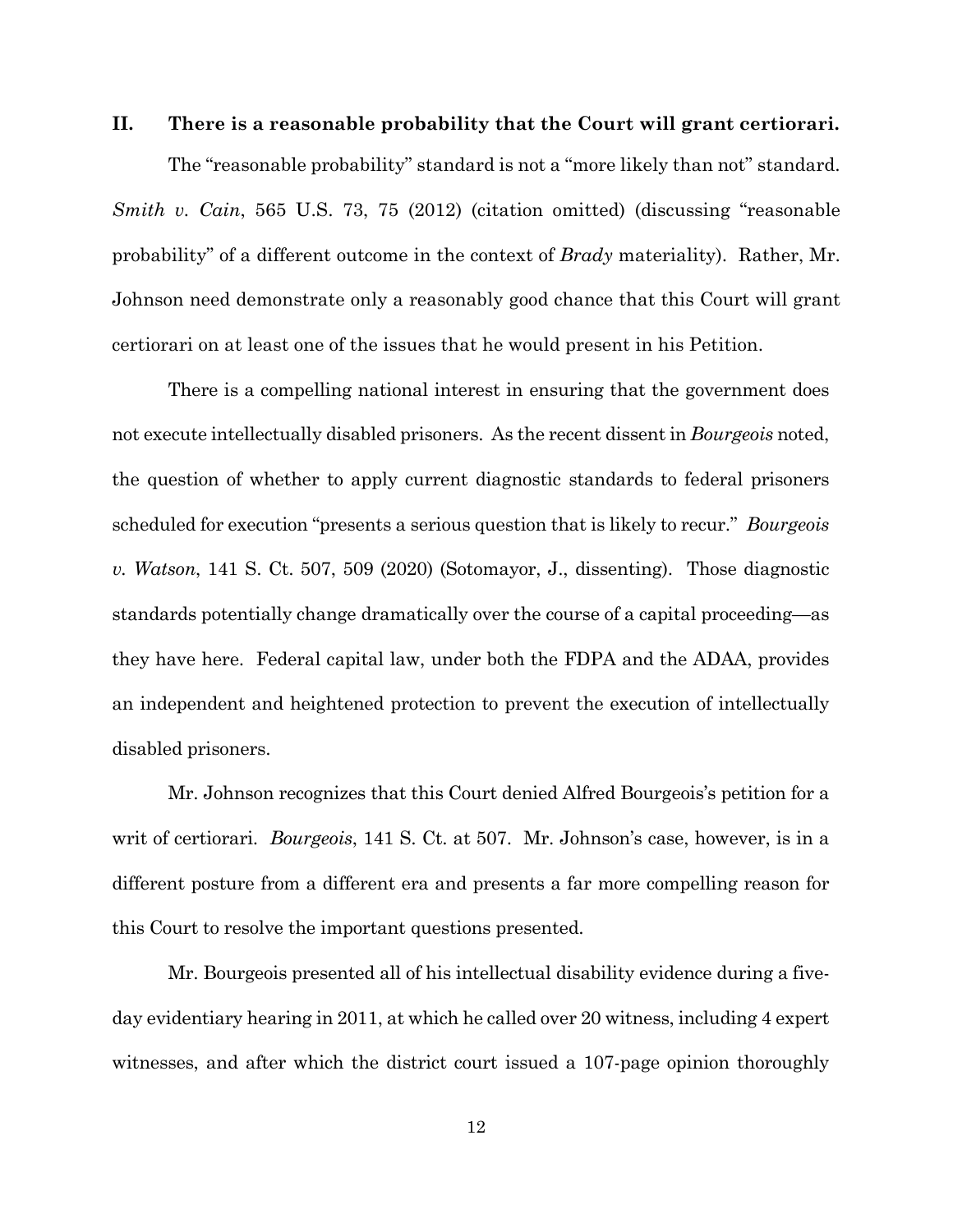## II. There is a reasonable probability that the Court will grant certiorari.

The "reasonable probability" standard is not a "more likely than not" standard. *Smith v. Cain*, 565 U.S. 73, 75 (2012) (citation omitted) (discussing "reasonable probability" of a different outcome in the context of *Brady* materiality). Rather, Mr. Johnson need demonstrate only a reasonably good chance that this Court will grant certiorari on at least one of the issues that he would present in his Petition.

There is a compelling national interest in ensuring that the government does not execute intellectually disabled prisoners. As the recent dissent in *Bourgeois* noted, the question of whether to apply current diagnostic standards to federal prisoners scheduled for execution "presents a serious question that is likely to recur." *Bourgeois v. Watson*, 141 S. Ct. 507, 509 (2020) (Sotomayor, J., dissenting). Those diagnostic standards potentially change dramatically over the course of a capital proceeding—as they have here. Federal capital law, under both the FDPA and the ADAA, provides an independent and heightened protection to prevent the execution of intellectually disabled prisoners.

Mr. Johnson recognizes that this Court denied Alfred Bourgeois's petition for a writ of certiorari. *Bourgeois*, 141 S. Ct. at 507. Mr. Johnson's case, however, is in a different posture from a different era and presents a far more compelling reason for this Court to resolve the important questions presented.

Mr. Bourgeois presented all of his intellectual disability evidence during a five-day evidentiary hearing in 2011, at which he called over 20 witness, including 4 expert witnesses, and after which the district court issued a 107-page opinion thoroughly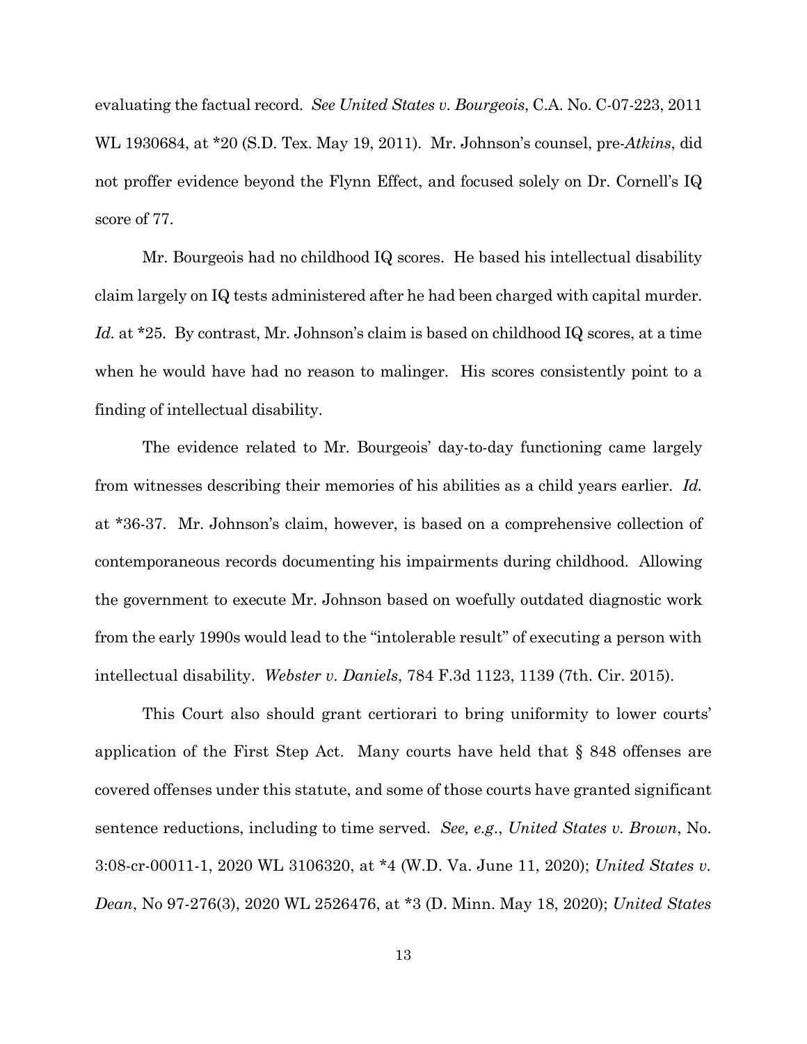evaluating the factual record. *See United States v. Bourgeois*, C.A. No. C-07-223, 2011 WL 1930684, at *20 (S.D. Tex. May 19, 2011). Mr. Johnson's counsel, pre-*Atkins*, did not proffer evidence beyond the Flynn Effect, and focused solely on Dr. Cornell's IQ score of 77.

Mr. Bourgeois had no childhood IQ scores. He based his intellectual disability claim largely on IQ tests administered after he had been charged with capital murder. *Id.* at *25. By contrast, Mr. Johnson's claim is based on childhood IQ scores, at a time when he would have had no reason to malinger. His scores consistently point to a finding of intellectual disability.

The evidence related to Mr. Bourgeois' day-to-day functioning came largely from witnesses describing their memories of his abilities as a child years earlier. *Id.* at *36-37. Mr. Johnson's claim, however, is based on a comprehensive collection of contemporaneous records documenting his impairments during childhood. Allowing the government to execute Mr. Johnson based on woefully outdated diagnostic work from the early 1990s would lead to the "intolerable result" of executing a person with intellectual disability. *Webster v. Daniels*, 784 F.3d 1123, 1139 (7th. Cir. 2015).

This Court also should grant certiorari to bring uniformity to lower courts' application of the First Step Act. Many courts have held that § 848 offenses are covered offenses under this statute, and some of those courts have granted significant sentence reductions, including to time served. *See, e.g.*, *United States v. Brown*, No. 3:08-cr-00011-1, 2020 WL 3106320, at *4 (W.D. Va. June 11, 2020); *United States v. Dean*, No 97-276(3), 2020 WL 2526476, at *3 (D. Minn. May 18, 2020); *United States*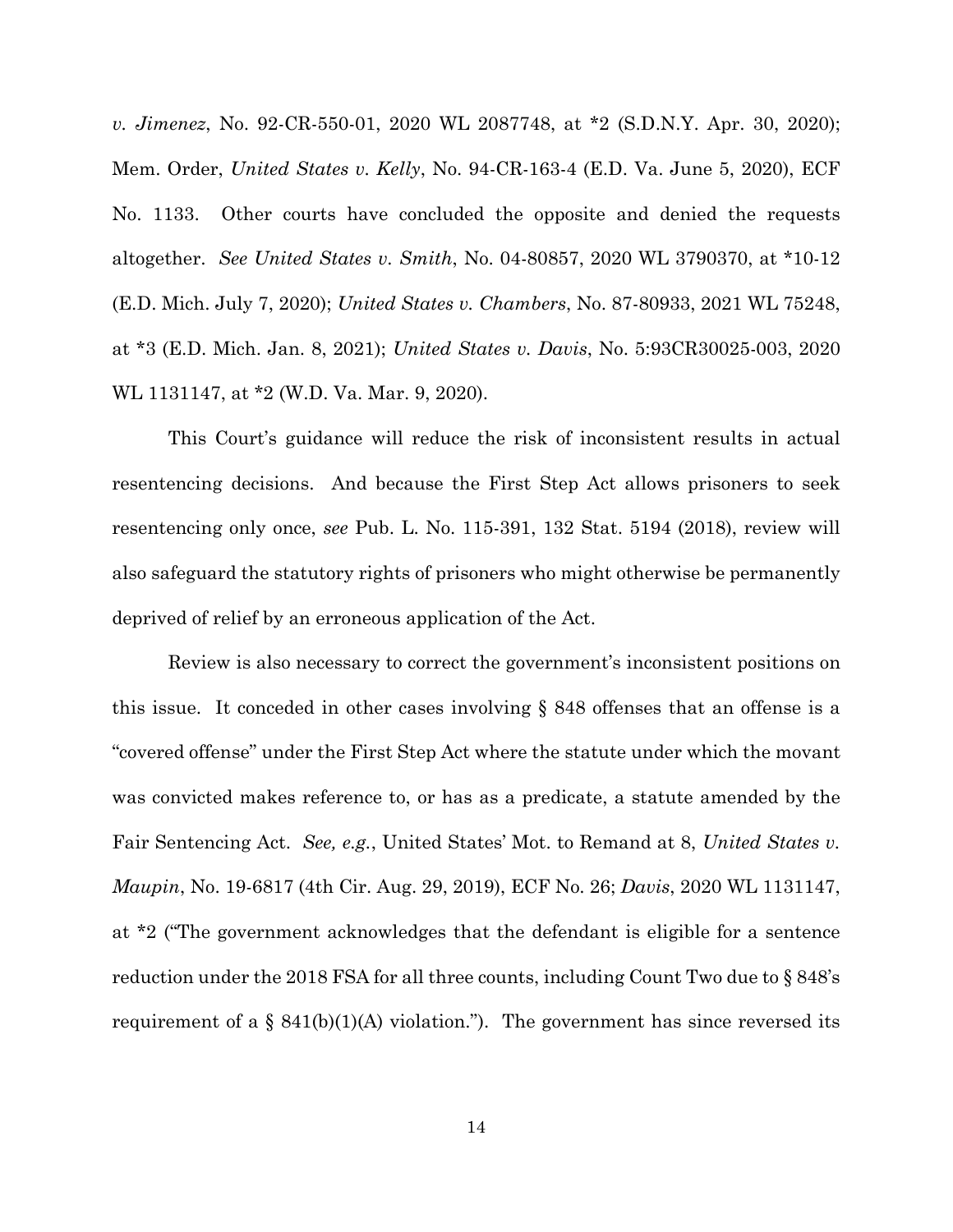*v. Jimenez*, No. 92-CR-550-01, 2020 WL 2087748, at *2 (S.D.N.Y. Apr. 30, 2020); Mem. Order, *United States v. Kelly*, No. 94-CR-163-4 (E.D. Va. June 5, 2020), ECF No. 1133. Other courts have concluded the opposite and denied the requests altogether. *See United States v. Smith*, No. 04-80857, 2020 WL 3790370, at *10-12 (E.D. Mich. July 7, 2020); *United States v. Chambers*, No. 87-80933, 2021 WL 75248, at *3 (E.D. Mich. Jan. 8, 2021); *United States v. Davis*, No. 5:93CR30025-003, 2020 WL 1131147, at *2 (W.D. Va. Mar. 9, 2020).

This Court's guidance will reduce the risk of inconsistent results in actual resentencing decisions. And because the First Step Act allows prisoners to seek resentencing only once, *see* Pub. L. No. 115-391, 132 Stat. 5194 (2018), review will also safeguard the statutory rights of prisoners who might otherwise be permanently deprived of relief by an erroneous application of the Act.

Review is also necessary to correct the government's inconsistent positions on this issue. It conceded in other cases involving § 848 offenses that an offense is a "covered offense" under the First Step Act where the statute under which the movant was convicted makes reference to, or has as a predicate, a statute amended by the Fair Sentencing Act. *See, e.g.*, United States' Mot. to Remand at 8, *United States v. Maupin*, No. 19-6817 (4th Cir. Aug. 29, 2019), ECF No. 26; *Davis*, 2020 WL 1131147, at *2 ("The government acknowledges that the defendant is eligible for a sentence reduction under the 2018 FSA for all three counts, including Count Two due to § 848's requirement of a § 841(b)(1)(A) violation."). The government has since reversed its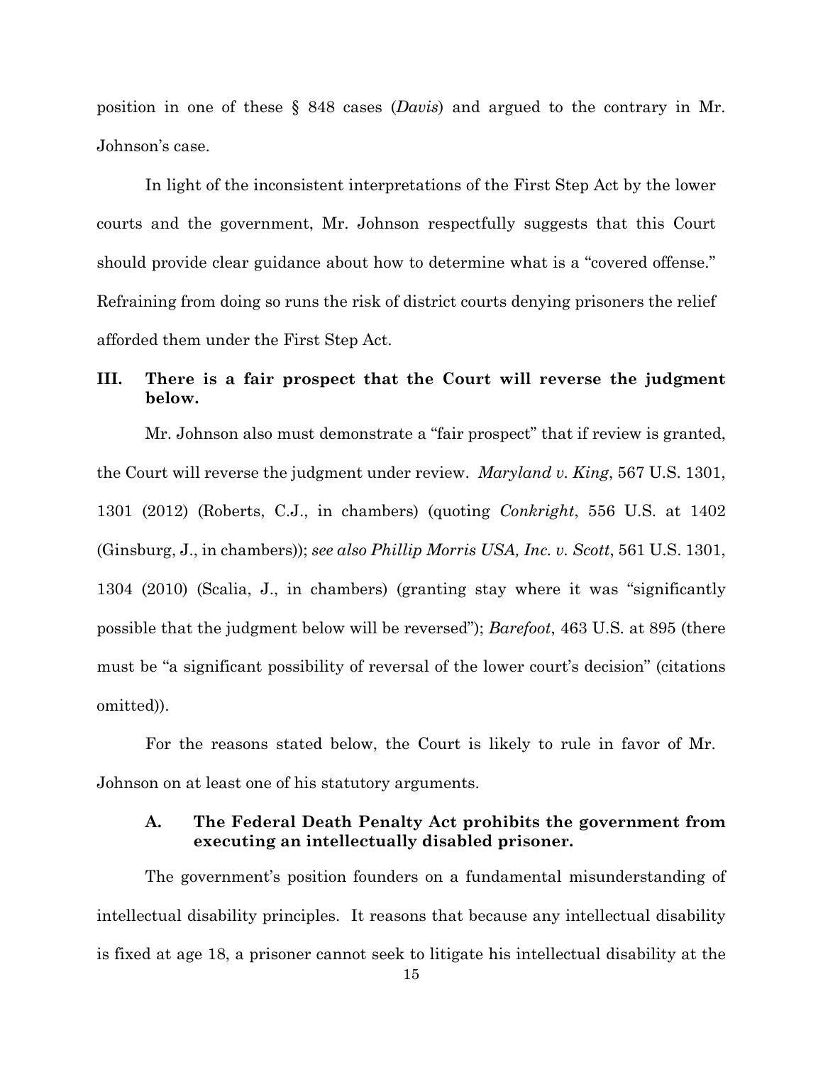position in one of these § 848 cases (*Davis*) and argued to the contrary in Mr. Johnson's case.

In light of the inconsistent interpretations of the First Step Act by the lower courts and the government, Mr. Johnson respectfully suggests that this Court should provide clear guidance about how to determine what is a "covered offense." Refraining from doing so runs the risk of district courts denying prisoners the relief afforded them under the First Step Act.

## III. There is a fair prospect that the Court will reverse the judgment below.

Mr. Johnson also must demonstrate a "fair prospect" that if review is granted, the Court will reverse the judgment under review. *Maryland v. King*, 567 U.S. 1301, 1301 (2012) (Roberts, C.J., in chambers) (quoting *Conkright*, 556 U.S. at 1402 (Ginsburg, J., in chambers)); *see also Phillip Morris USA, Inc. v. Scott*, 561 U.S. 1301, 1304 (2010) (Scalia, J., in chambers) (granting stay where it was "significantly possible that the judgment below will be reversed"); *Barefoot*, 463 U.S. at 895 (there must be "a significant possibility of reversal of the lower court's decision" (citations omitted)).

For the reasons stated below, the Court is likely to rule in favor of Mr. Johnson on at least one of his statutory arguments.

### A. The Federal Death Penalty Act prohibits the government from executing an intellectually disabled prisoner.

The government's position founders on a fundamental misunderstanding of intellectual disability principles. It reasons that because any intellectual disability is fixed at age 18, a prisoner cannot seek to litigate his intellectual disability at the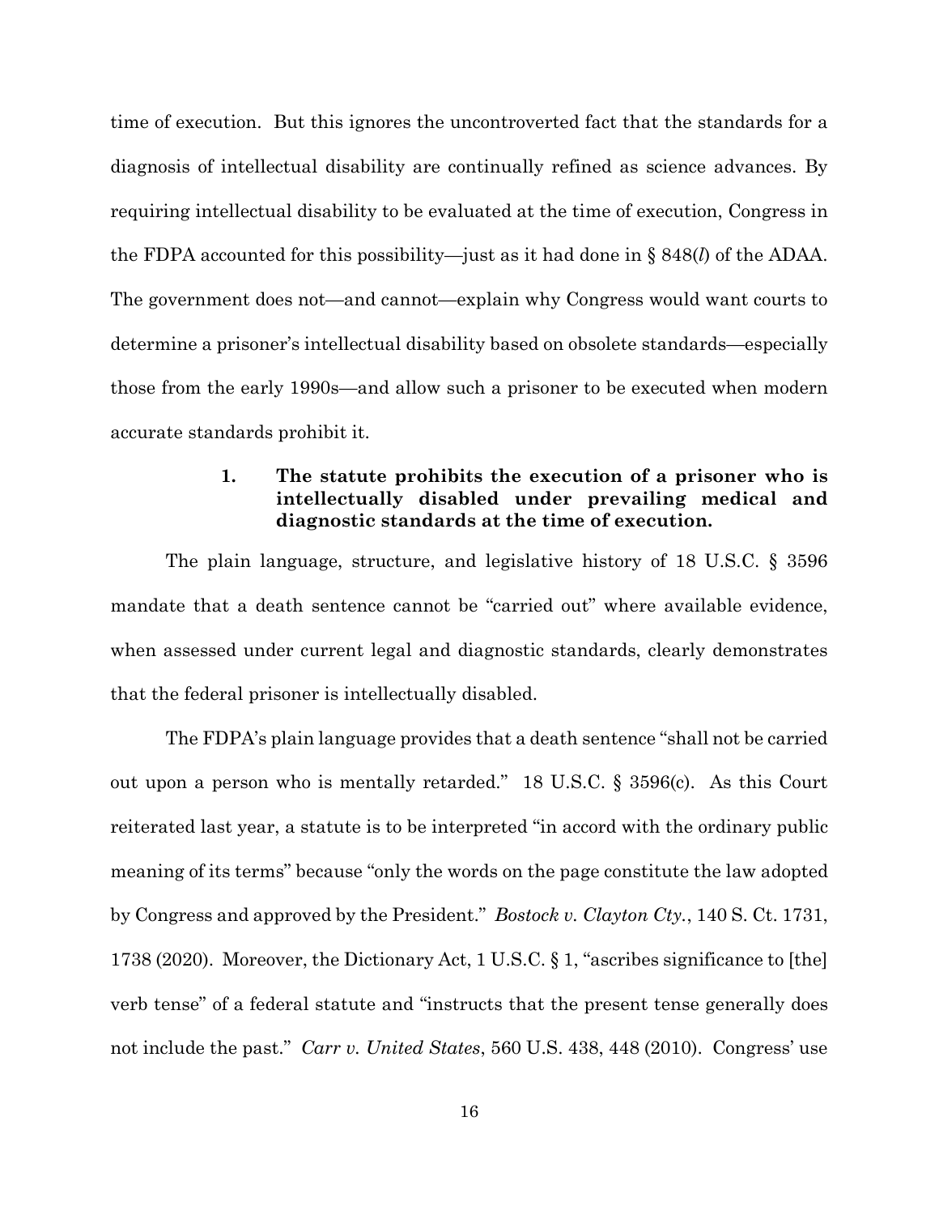time of execution. But this ignores the uncontroverted fact that the standards for a diagnosis of intellectual disability are continually refined as science advances. By requiring intellectual disability to be evaluated at the time of execution, Congress in the FDPA accounted for this possibility—just as it had done in § 848(*l*) of the ADAA. The government does not—and cannot—explain why Congress would want courts to determine a prisoner's intellectual disability based on obsolete standards—especially those from the early 1990s—and allow such a prisoner to be executed when modern accurate standards prohibit it.

#### 1. The statute prohibits the execution of a prisoner who is intellectually disabled under prevailing medical and diagnostic standards at the time of execution.

The plain language, structure, and legislative history of 18 U.S.C. § 3596 mandate that a death sentence cannot be "carried out" where available evidence, when assessed under current legal and diagnostic standards, clearly demonstrates that the federal prisoner is intellectually disabled.

The FDPA's plain language provides that a death sentence "shall not be carried out upon a person who is mentally retarded." 18 U.S.C. § 3596(c). As this Court reiterated last year, a statute is to be interpreted "in accord with the ordinary public meaning of its terms" because "only the words on the page constitute the law adopted by Congress and approved by the President." *Bostock v. Clayton Cty.*, 140 S. Ct. 1731, 1738 (2020). Moreover, the Dictionary Act, 1 U.S.C. § 1, "ascribes significance to [the] verb tense" of a federal statute and "instructs that the present tense generally does not include the past." *Carr v. United States*, 560 U.S. 438, 448 (2010). Congress' use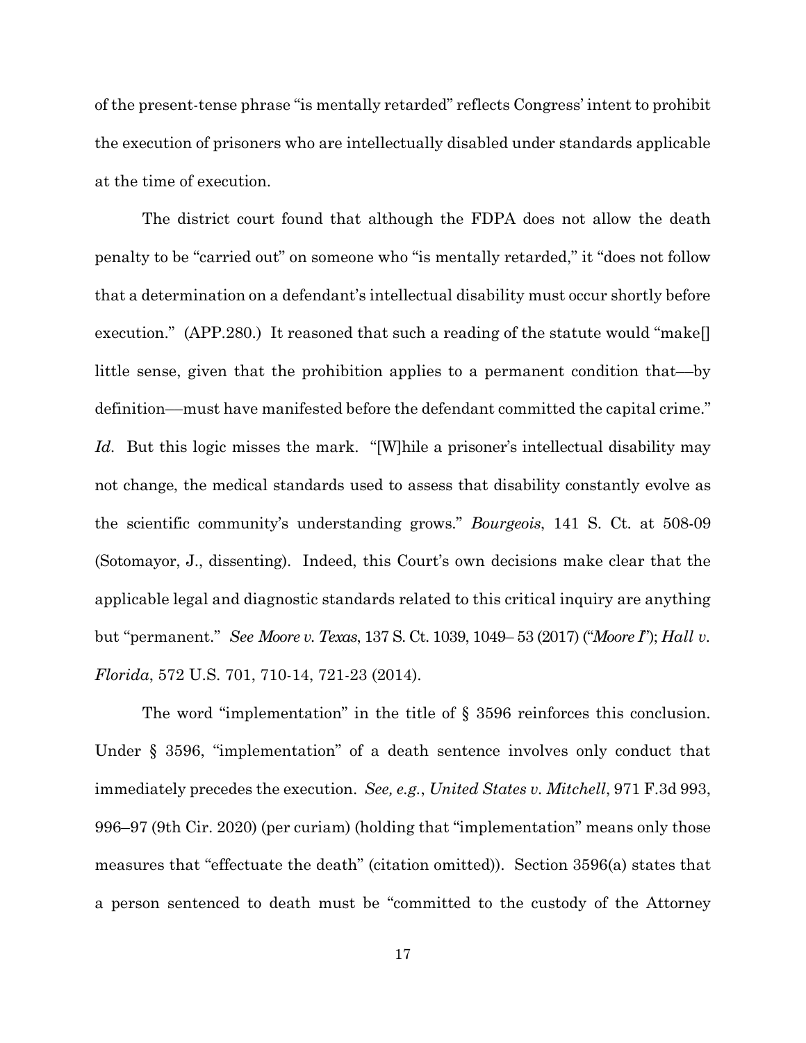of the present-tense phrase "is mentally retarded" reflects Congress' intent to prohibit the execution of prisoners who are intellectually disabled under standards applicable at the time of execution.

The district court found that although the FDPA does not allow the death penalty to be "carried out" on someone who "is mentally retarded," it "does not follow that a determination on a defendant's intellectual disability must occur shortly before execution." (APP.280.) It reasoned that such a reading of the statute would "make[] little sense, given that the prohibition applies to a permanent condition that—by definition—must have manifested before the defendant committed the capital crime." *Id*. But this logic misses the mark. "[W]hile a prisoner's intellectual disability may not change, the medical standards used to assess that disability constantly evolve as the scientific community's understanding grows." *Bourgeois*, 141 S. Ct. at 508-09 (Sotomayor, J., dissenting). Indeed, this Court's own decisions make clear that the applicable legal and diagnostic standards related to this critical inquiry are anything but "permanent." *See Moore v. Texas*, 137 S. Ct. 1039, 1049– 53 (2017) ("*Moore I*"); *Hall v. Florida*, 572 U.S. 701, 710-14, 721-23 (2014).

The word "implementation" in the title of § 3596 reinforces this conclusion. Under § 3596, "implementation" of a death sentence involves only conduct that immediately precedes the execution. *See, e.g.*, *United States v. Mitchell*, 971 F.3d 993, 996–97 (9th Cir. 2020) (per curiam) (holding that "implementation" means only those measures that "effectuate the death" (citation omitted)). Section 3596(a) states that a person sentenced to death must be "committed to the custody of the Attorney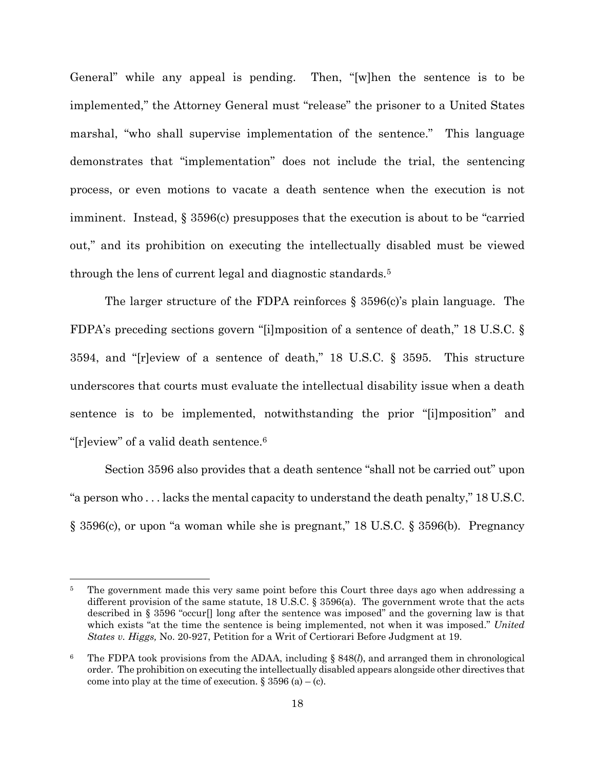General" while any appeal is pending. Then, "[w]hen the sentence is to be implemented," the Attorney General must "release" the prisoner to a United States marshal, "who shall supervise implementation of the sentence." This language demonstrates that "implementation" does not include the trial, the sentencing process, or even motions to vacate a death sentence when the execution is not imminent. Instead, § 3596(c) presupposes that the execution is about to be "carried out," and its prohibition on executing the intellectually disabled must be viewed through the lens of current legal and diagnostic standards.[5]

The larger structure of the FDPA reinforces § 3596(c)'s plain language. The FDPA's preceding sections govern "[i]mposition of a sentence of death," 18 U.S.C. § 3594, and "[r]eview of a sentence of death," 18 U.S.C. § 3595. This structure underscores that courts must evaluate the intellectual disability issue when a death sentence is to be implemented, notwithstanding the prior "[i]mposition" and "[r]eview" of a valid death sentence.[6]

Section 3596 also provides that a death sentence "shall not be carried out" upon "a person who . . . lacks the mental capacity to understand the death penalty," 18 U.S.C. § 3596(c), or upon "a woman while she is pregnant," 18 U.S.C. § 3596(b). Pregnancy

---

[5] The government made this very same point before this Court three days ago when addressing a different provision of the same statute, 18 U.S.C. § 3596(a). The government wrote that the acts described in § 3596 "occur[] long after the sentence was imposed" and the governing law is that which exists "at the time the sentence is being implemented, not when it was imposed." *United States v. Higgs,* No. 20-927, Petition for a Writ of Certiorari Before Judgment at 19.

[6] The FDPA took provisions from the ADAA, including § 848(*l*), and arranged them in chronological order. The prohibition on executing the intellectually disabled appears alongside other directives that come into play at the time of execution. § 3596 (a) – (c).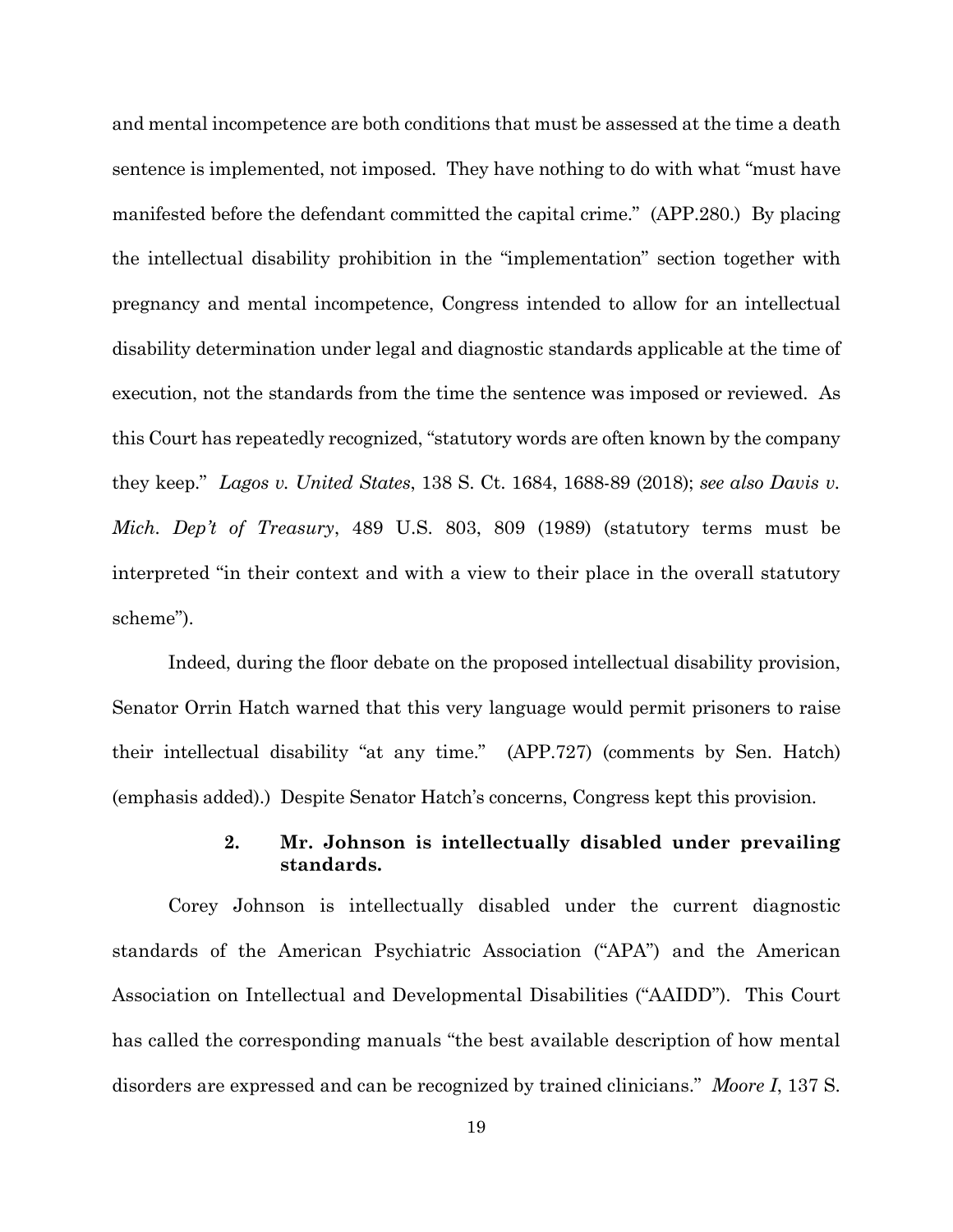and mental incompetence are both conditions that must be assessed at the time a death sentence is implemented, not imposed. They have nothing to do with what "must have manifested before the defendant committed the capital crime." (APP.280.) By placing the intellectual disability prohibition in the "implementation" section together with pregnancy and mental incompetence, Congress intended to allow for an intellectual disability determination under legal and diagnostic standards applicable at the time of execution, not the standards from the time the sentence was imposed or reviewed. As this Court has repeatedly recognized, "statutory words are often known by the company they keep." *Lagos v. United States*, 138 S. Ct. 1684, 1688-89 (2018); *see also Davis v. Mich. Dep't of Treasury*, 489 U.S. 803, 809 (1989) (statutory terms must be interpreted "in their context and with a view to their place in the overall statutory scheme").

Indeed, during the floor debate on the proposed intellectual disability provision, Senator Orrin Hatch warned that this very language would permit prisoners to raise their intellectual disability "at any time." (APP.727) (comments by Sen. Hatch) (emphasis added).) Despite Senator Hatch's concerns, Congress kept this provision.

#### 2. Mr. Johnson is intellectually disabled under prevailing standards.

Corey Johnson is intellectually disabled under the current diagnostic standards of the American Psychiatric Association ("APA") and the American Association on Intellectual and Developmental Disabilities ("AAIDD"). This Court has called the corresponding manuals "the best available description of how mental disorders are expressed and can be recognized by trained clinicians." *Moore I*, 137 S.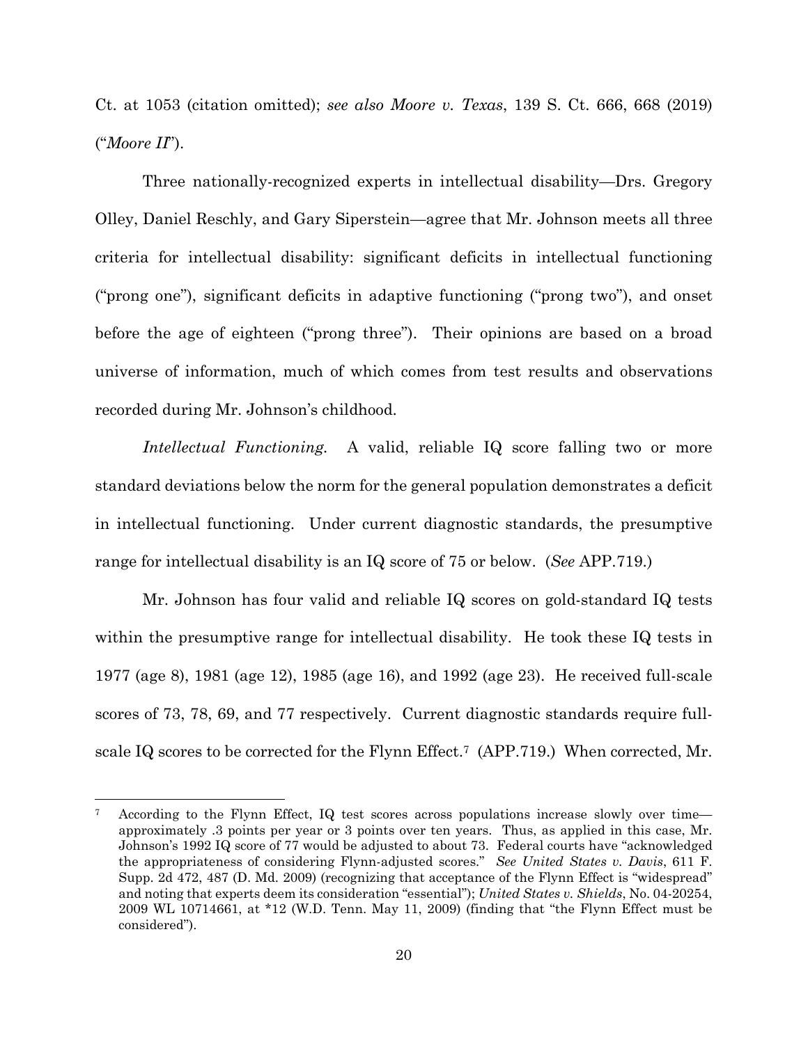Ct. at 1053 (citation omitted); *see also Moore v. Texas*, 139 S. Ct. 666, 668 (2019) ("*Moore II*").

Three nationally-recognized experts in intellectual disability—Drs. Gregory Olley, Daniel Reschly, and Gary Siperstein—agree that Mr. Johnson meets all three criteria for intellectual disability: significant deficits in intellectual functioning ("prong one"), significant deficits in adaptive functioning ("prong two"), and onset before the age of eighteen ("prong three"). Their opinions are based on a broad universe of information, much of which comes from test results and observations recorded during Mr. Johnson's childhood.

*Intellectual Functioning.* A valid, reliable IQ score falling two or more standard deviations below the norm for the general population demonstrates a deficit in intellectual functioning. Under current diagnostic standards, the presumptive range for intellectual disability is an IQ score of 75 or below. (*See* APP.719.)

Mr. Johnson has four valid and reliable IQ scores on gold-standard IQ tests within the presumptive range for intellectual disability. He took these IQ tests in 1977 (age 8), 1981 (age 12), 1985 (age 16), and 1992 (age 23). He received full-scale scores of 73, 78, 69, and 77 respectively. Current diagnostic standards require full-scale IQ scores to be corrected for the Flynn Effect.[7] (APP.719.) When corrected, Mr.

---

[7] According to the Flynn Effect, IQ test scores across populations increase slowly over time—approximately .3 points per year or 3 points over ten years. Thus, as applied in this case, Mr. Johnson's 1992 IQ score of 77 would be adjusted to about 73. Federal courts have "acknowledged the appropriateness of considering Flynn-adjusted scores." *See United States v. Davis*, 611 F. Supp. 2d 472, 487 (D. Md. 2009) (recognizing that acceptance of the Flynn Effect is "widespread" and noting that experts deem its consideration "essential"); *United States v. Shields*, No. 04-20254, 2009 WL 10714661, at *12 (W.D. Tenn. May 11, 2009) (finding that "the Flynn Effect must be considered").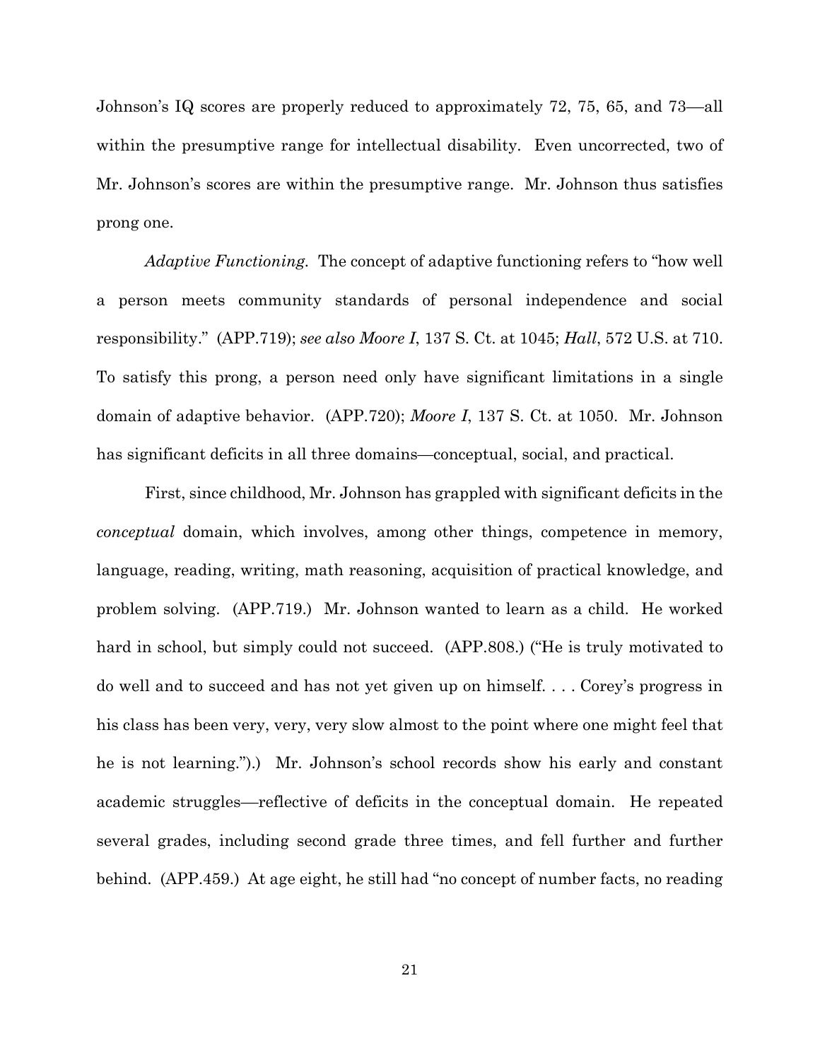Johnson's IQ scores are properly reduced to approximately 72, 75, 65, and 73—all within the presumptive range for intellectual disability. Even uncorrected, two of Mr. Johnson's scores are within the presumptive range. Mr. Johnson thus satisfies prong one.

*Adaptive Functioning.* The concept of adaptive functioning refers to "how well a person meets community standards of personal independence and social responsibility." (APP.719); *see also Moore I*, 137 S. Ct. at 1045; *Hall*, 572 U.S. at 710. To satisfy this prong, a person need only have significant limitations in a single domain of adaptive behavior. (APP.720); *Moore I*, 137 S. Ct. at 1050. Mr. Johnson has significant deficits in all three domains—conceptual, social, and practical.

First, since childhood, Mr. Johnson has grappled with significant deficits in the *conceptual* domain, which involves, among other things, competence in memory, language, reading, writing, math reasoning, acquisition of practical knowledge, and problem solving. (APP.719.) Mr. Johnson wanted to learn as a child. He worked hard in school, but simply could not succeed. (APP.808.) ("He is truly motivated to do well and to succeed and has not yet given up on himself. . . . Corey's progress in his class has been very, very, very slow almost to the point where one might feel that he is not learning.").) Mr. Johnson's school records show his early and constant academic struggles—reflective of deficits in the conceptual domain. He repeated several grades, including second grade three times, and fell further and further behind. (APP.459.) At age eight, he still had "no concept of number facts, no reading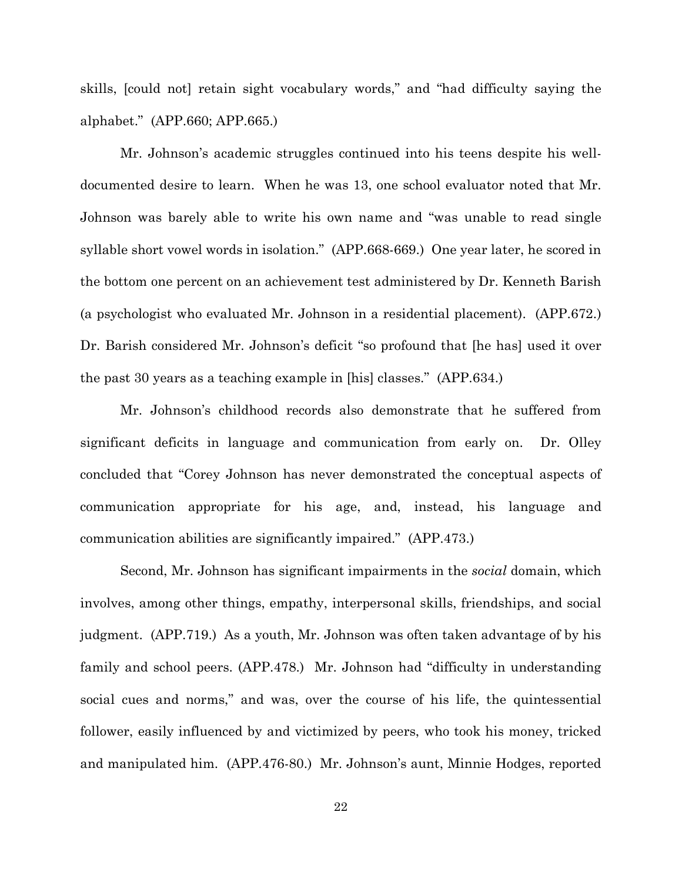skills, [could not] retain sight vocabulary words," and "had difficulty saying the alphabet." (APP.660; APP.665.)

Mr. Johnson's academic struggles continued into his teens despite his well-documented desire to learn. When he was 13, one school evaluator noted that Mr. Johnson was barely able to write his own name and "was unable to read single syllable short vowel words in isolation." (APP.668-669.) One year later, he scored in the bottom one percent on an achievement test administered by Dr. Kenneth Barish (a psychologist who evaluated Mr. Johnson in a residential placement). (APP.672.) Dr. Barish considered Mr. Johnson's deficit "so profound that [he has] used it over the past 30 years as a teaching example in [his] classes." (APP.634.)

Mr. Johnson's childhood records also demonstrate that he suffered from significant deficits in language and communication from early on. Dr. Olley concluded that "Corey Johnson has never demonstrated the conceptual aspects of communication appropriate for his age, and, instead, his language and communication abilities are significantly impaired." (APP.473.)

Second, Mr. Johnson has significant impairments in the *social* domain, which involves, among other things, empathy, interpersonal skills, friendships, and social judgment. (APP.719.) As a youth, Mr. Johnson was often taken advantage of by his family and school peers. (APP.478.) Mr. Johnson had "difficulty in understanding social cues and norms," and was, over the course of his life, the quintessential follower, easily influenced by and victimized by peers, who took his money, tricked and manipulated him. (APP.476-80.) Mr. Johnson's aunt, Minnie Hodges, reported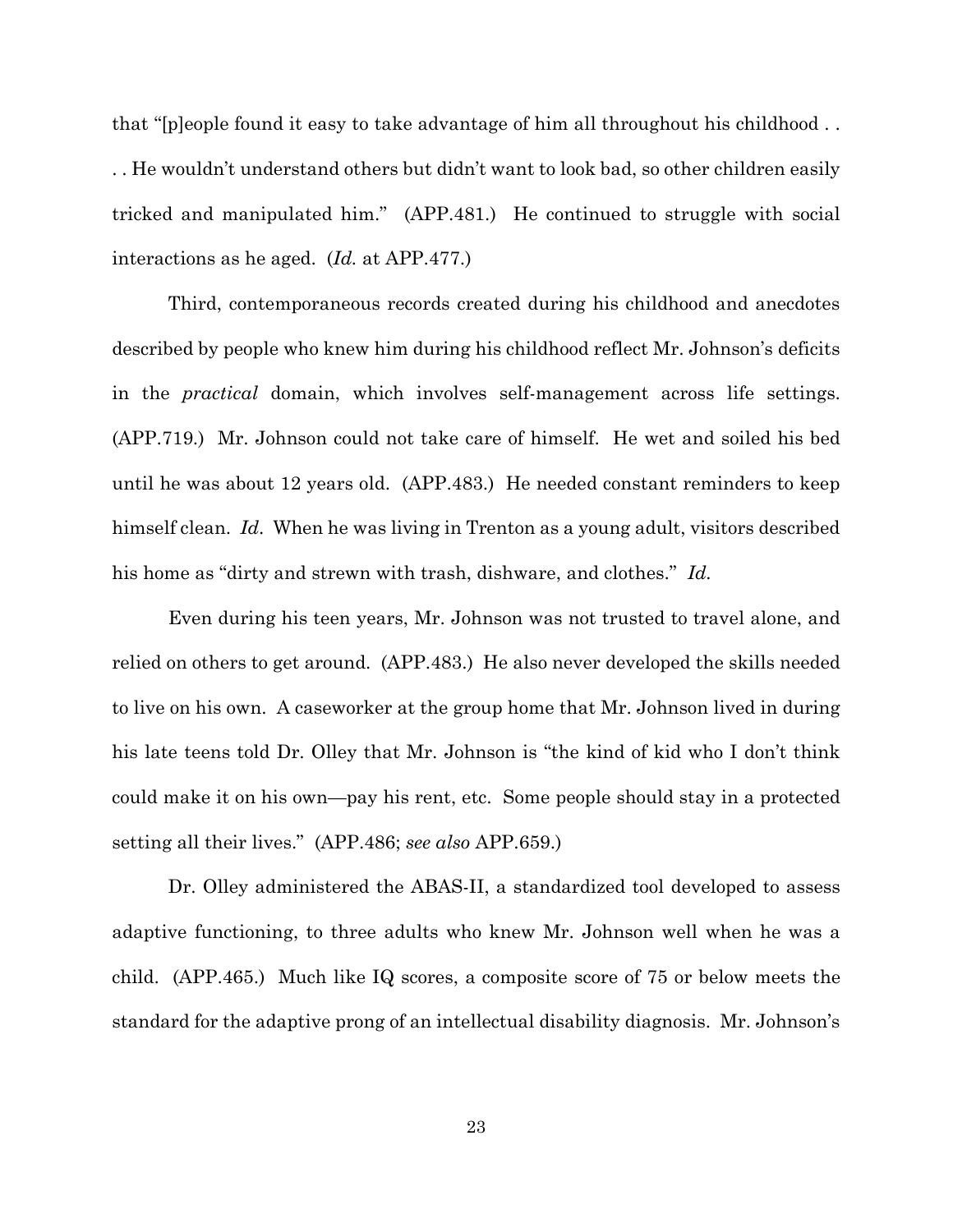that "[p]eople found it easy to take advantage of him all throughout his childhood . . . . He wouldn't understand others but didn't want to look bad, so other children easily tricked and manipulated him." (APP.481.) He continued to struggle with social interactions as he aged. (*Id.* at APP.477.)

Third, contemporaneous records created during his childhood and anecdotes described by people who knew him during his childhood reflect Mr. Johnson's deficits in the *practical* domain, which involves self-management across life settings. (APP.719.) Mr. Johnson could not take care of himself. He wet and soiled his bed until he was about 12 years old. (APP.483.) He needed constant reminders to keep himself clean. *Id*. When he was living in Trenton as a young adult, visitors described his home as "dirty and strewn with trash, dishware, and clothes." *Id.*

Even during his teen years, Mr. Johnson was not trusted to travel alone, and relied on others to get around. (APP.483.) He also never developed the skills needed to live on his own. A caseworker at the group home that Mr. Johnson lived in during his late teens told Dr. Olley that Mr. Johnson is "the kind of kid who I don't think could make it on his own—pay his rent, etc. Some people should stay in a protected setting all their lives." (APP.486; *see also* APP.659.)

Dr. Olley administered the ABAS-II, a standardized tool developed to assess adaptive functioning, to three adults who knew Mr. Johnson well when he was a child. (APP.465.) Much like IQ scores, a composite score of 75 or below meets the standard for the adaptive prong of an intellectual disability diagnosis. Mr. Johnson's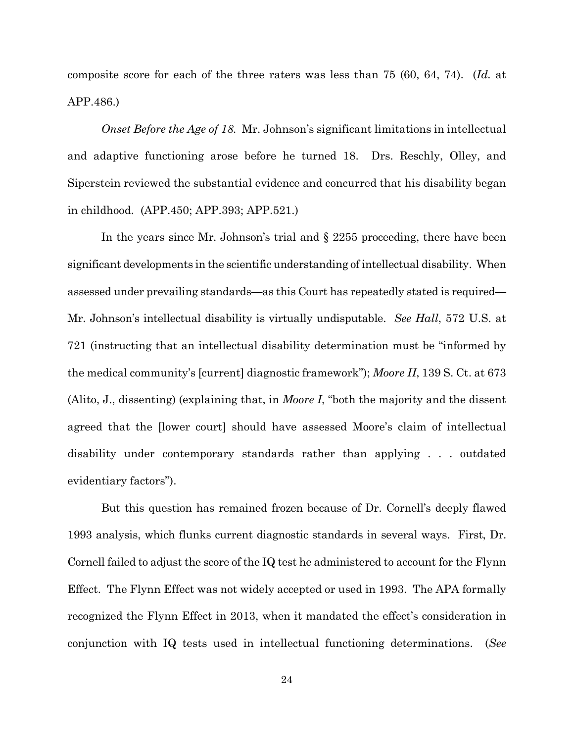composite score for each of the three raters was less than 75 (60, 64, 74). (*Id.* at APP.486.)

*Onset Before the Age of 18.* Mr. Johnson's significant limitations in intellectual and adaptive functioning arose before he turned 18. Drs. Reschly, Olley, and Siperstein reviewed the substantial evidence and concurred that his disability began in childhood. (APP.450; APP.393; APP.521.)

In the years since Mr. Johnson's trial and § 2255 proceeding, there have been significant developments in the scientific understanding of intellectual disability. When assessed under prevailing standards—as this Court has repeatedly stated is required—Mr. Johnson's intellectual disability is virtually undisputable. *See Hall*, 572 U.S. at 721 (instructing that an intellectual disability determination must be "informed by the medical community's [current] diagnostic framework"); *Moore II*, 139 S. Ct. at 673 (Alito, J., dissenting) (explaining that, in *Moore I*, "both the majority and the dissent agreed that the [lower court] should have assessed Moore's claim of intellectual disability under contemporary standards rather than applying . . . outdated evidentiary factors").

But this question has remained frozen because of Dr. Cornell's deeply flawed 1993 analysis, which flunks current diagnostic standards in several ways. First, Dr. Cornell failed to adjust the score of the IQ test he administered to account for the Flynn Effect. The Flynn Effect was not widely accepted or used in 1993. The APA formally recognized the Flynn Effect in 2013, when it mandated the effect's consideration in conjunction with IQ tests used in intellectual functioning determinations. (*See*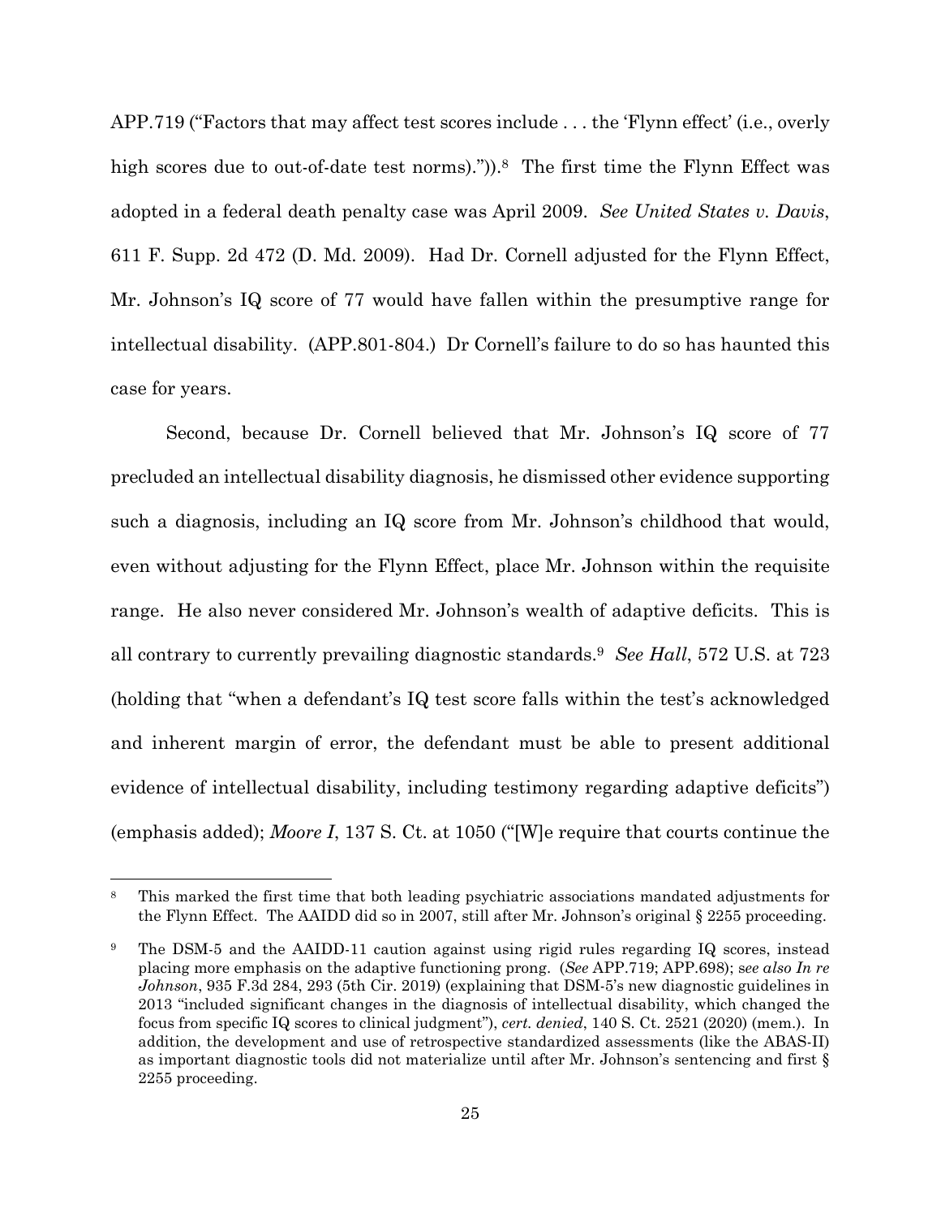APP.719 ("Factors that may affect test scores include . . . the 'Flynn effect' (i.e., overly high scores due to out-of-date test norms).")).[8] The first time the Flynn Effect was adopted in a federal death penalty case was April 2009. *See United States v. Davis*, 611 F. Supp. 2d 472 (D. Md. 2009). Had Dr. Cornell adjusted for the Flynn Effect, Mr. Johnson's IQ score of 77 would have fallen within the presumptive range for intellectual disability. (APP.801-804.) Dr Cornell's failure to do so has haunted this case for years.

Second, because Dr. Cornell believed that Mr. Johnson's IQ score of 77 precluded an intellectual disability diagnosis, he dismissed other evidence supporting such a diagnosis, including an IQ score from Mr. Johnson's childhood that would, even without adjusting for the Flynn Effect, place Mr. Johnson within the requisite range. He also never considered Mr. Johnson's wealth of adaptive deficits. This is all contrary to currently prevailing diagnostic standards.[9] *See Hall*, 572 U.S. at 723 (holding that "when a defendant's IQ test score falls within the test's acknowledged and inherent margin of error, the defendant must be able to present additional evidence of intellectual disability, including testimony regarding adaptive deficits") (emphasis added); *Moore I*, 137 S. Ct. at 1050 ("[W]e require that courts continue the

---

[8] This marked the first time that both leading psychiatric associations mandated adjustments for the Flynn Effect. The AAIDD did so in 2007, still after Mr. Johnson's original § 2255 proceeding.

[9] The DSM-5 and the AAIDD-11 caution against using rigid rules regarding IQ scores, instead placing more emphasis on the adaptive functioning prong. (*See* APP.719; APP.698); *see also In re Johnson*, 935 F.3d 284, 293 (5th Cir. 2019) (explaining that DSM-5's new diagnostic guidelines in 2013 "included significant changes in the diagnosis of intellectual disability, which changed the focus from specific IQ scores to clinical judgment"), *cert. denied*, 140 S. Ct. 2521 (2020) (mem.). In addition, the development and use of retrospective standardized assessments (like the ABAS-II) as important diagnostic tools did not materialize until after Mr. Johnson's sentencing and first § 2255 proceeding.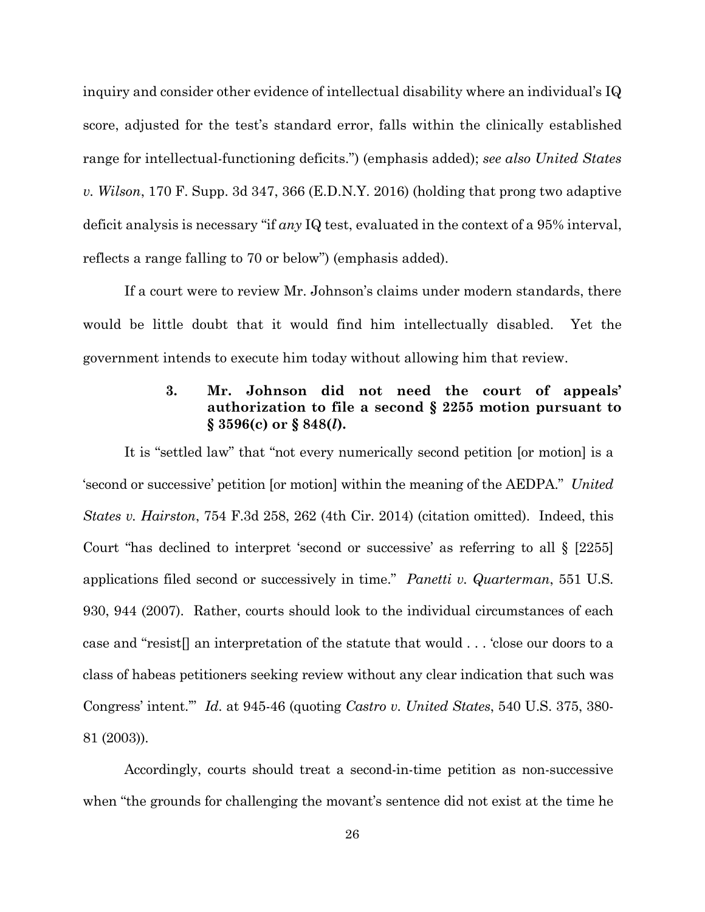inquiry and consider other evidence of intellectual disability where an individual's IQ score, adjusted for the test's standard error, falls within the clinically established range for intellectual-functioning deficits.") (emphasis added); *see also United States v. Wilson*, 170 F. Supp. 3d 347, 366 (E.D.N.Y. 2016) (holding that prong two adaptive deficit analysis is necessary "if *any* IQ test, evaluated in the context of a 95% interval, reflects a range falling to 70 or below") (emphasis added).

If a court were to review Mr. Johnson's claims under modern standards, there would be little doubt that it would find him intellectually disabled. Yet the government intends to execute him today without allowing him that review.

### 3. Mr. Johnson did not need the court of appeals' authorization to file a second § 2255 motion pursuant to § 3596(c) or § 848(*l*).

It is "settled law" that "not every numerically second petition [or motion] is a 'second or successive' petition [or motion] within the meaning of the AEDPA." *United States v. Hairston*, 754 F.3d 258, 262 (4th Cir. 2014) (citation omitted). Indeed, this Court "has declined to interpret 'second or successive' as referring to all § [2255] applications filed second or successively in time." *Panetti v. Quarterman*, 551 U.S. 930, 944 (2007). Rather, courts should look to the individual circumstances of each case and "resist[] an interpretation of the statute that would . . . 'close our doors to a class of habeas petitioners seeking review without any clear indication that such was Congress' intent.'" *Id.* at 945-46 (quoting *Castro v. United States*, 540 U.S. 375, 380-81 (2003)).

Accordingly, courts should treat a second-in-time petition as non-successive when "the grounds for challenging the movant's sentence did not exist at the time he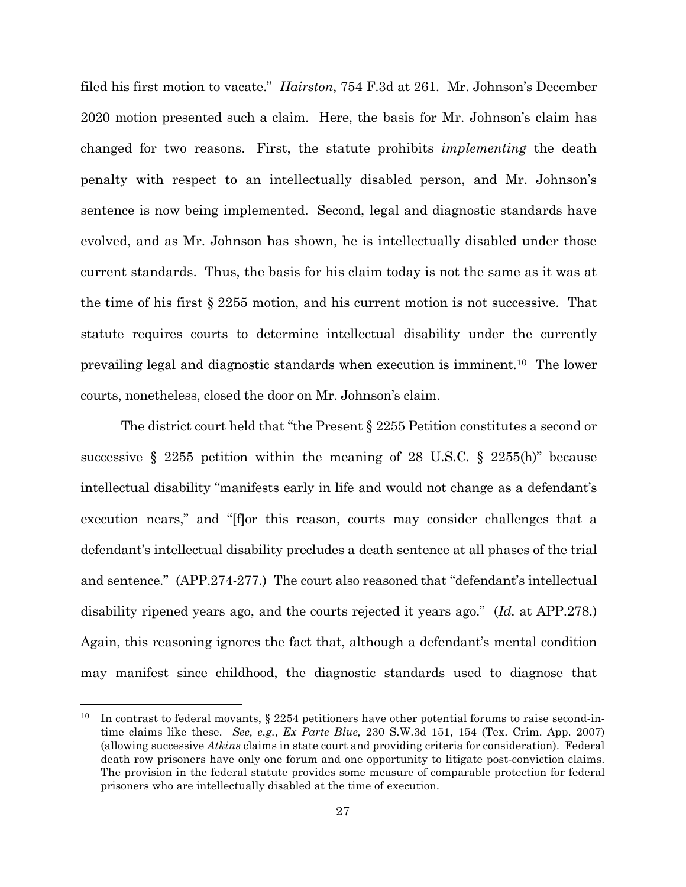filed his first motion to vacate." *Hairston*, 754 F.3d at 261. Mr. Johnson's December 2020 motion presented such a claim. Here, the basis for Mr. Johnson's claim has changed for two reasons. First, the statute prohibits *implementing* the death penalty with respect to an intellectually disabled person, and Mr. Johnson's sentence is now being implemented. Second, legal and diagnostic standards have evolved, and as Mr. Johnson has shown, he is intellectually disabled under those current standards. Thus, the basis for his claim today is not the same as it was at the time of his first § 2255 motion, and his current motion is not successive. That statute requires courts to determine intellectual disability under the currently prevailing legal and diagnostic standards when execution is imminent.[10] The lower courts, nonetheless, closed the door on Mr. Johnson's claim.

The district court held that "the Present § 2255 Petition constitutes a second or successive § 2255 petition within the meaning of 28 U.S.C. § 2255(h)" because intellectual disability "manifests early in life and would not change as a defendant's execution nears," and "[f]or this reason, courts may consider challenges that a defendant's intellectual disability precludes a death sentence at all phases of the trial and sentence." (APP.274-277.) The court also reasoned that "defendant's intellectual disability ripened years ago, and the courts rejected it years ago." (*Id.* at APP.278.) Again, this reasoning ignores the fact that, although a defendant's mental condition may manifest since childhood, the diagnostic standards used to diagnose that

---

[10] In contrast to federal movants, § 2254 petitioners have other potential forums to raise second-in-time claims like these. *See, e.g.*, *Ex Parte Blue,* 230 S.W.3d 151, 154 (Tex. Crim. App. 2007) (allowing successive *Atkins* claims in state court and providing criteria for consideration). Federal death row prisoners have only one forum and one opportunity to litigate post-conviction claims. The provision in the federal statute provides some measure of comparable protection for federal prisoners who are intellectually disabled at the time of execution.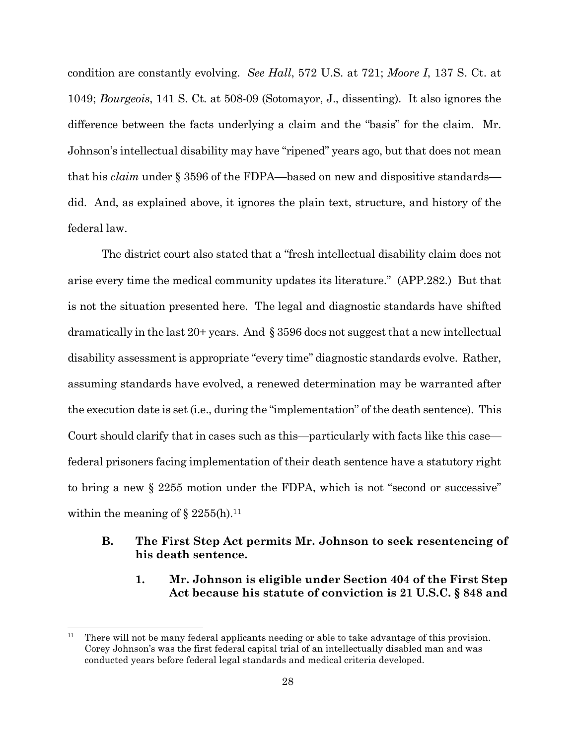condition are constantly evolving. *See Hall*, 572 U.S. at 721; *Moore I*, 137 S. Ct. at 1049; *Bourgeois*, 141 S. Ct. at 508-09 (Sotomayor, J., dissenting). It also ignores the difference between the facts underlying a claim and the "basis" for the claim. Mr. Johnson's intellectual disability may have "ripened" years ago, but that does not mean that his *claim* under § 3596 of the FDPA—based on new and dispositive standards—did. And, as explained above, it ignores the plain text, structure, and history of the federal law.

The district court also stated that a "fresh intellectual disability claim does not arise every time the medical community updates its literature." (APP.282.) But that is not the situation presented here. The legal and diagnostic standards have shifted dramatically in the last 20+ years. And § 3596 does not suggest that a new intellectual disability assessment is appropriate "every time" diagnostic standards evolve. Rather, assuming standards have evolved, a renewed determination may be warranted after the execution date is set (i.e., during the "implementation" of the death sentence). This Court should clarify that in cases such as this—particularly with facts like this case—federal prisoners facing implementation of their death sentence have a statutory right to bring a new § 2255 motion under the FDPA, which is not "second or successive" within the meaning of § 2255(h).[11]

### B. The First Step Act permits Mr. Johnson to seek resentencing of his death sentence.

#### 1. Mr. Johnson is eligible under Section 404 of the First Step Act because his statute of conviction is 21 U.S.C. § 848 and

[11] There will not be many federal applicants needing or able to take advantage of this provision. Corey Johnson's was the first federal capital trial of an intellectually disabled man and was conducted years before federal legal standards and medical criteria developed.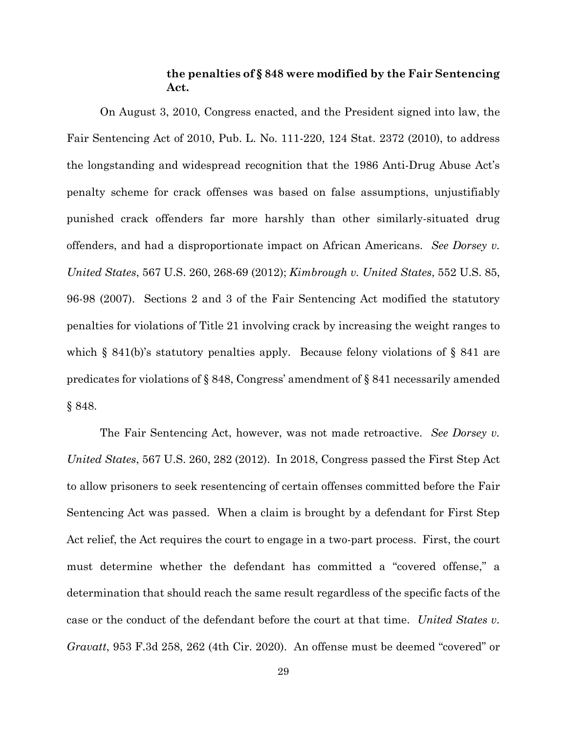**the penalties of § 848 were modified by the Fair Sentencing Act.**

On August 3, 2010, Congress enacted, and the President signed into law, the Fair Sentencing Act of 2010, Pub. L. No. 111-220, 124 Stat. 2372 (2010), to address the longstanding and widespread recognition that the 1986 Anti-Drug Abuse Act's penalty scheme for crack offenses was based on false assumptions, unjustifiably punished crack offenders far more harshly than other similarly-situated drug offenders, and had a disproportionate impact on African Americans. *See Dorsey v. United States*, 567 U.S. 260, 268-69 (2012); *Kimbrough v. United States*, 552 U.S. 85, 96-98 (2007). Sections 2 and 3 of the Fair Sentencing Act modified the statutory penalties for violations of Title 21 involving crack by increasing the weight ranges to which § 841(b)'s statutory penalties apply. Because felony violations of § 841 are predicates for violations of § 848, Congress' amendment of § 841 necessarily amended § 848.

The Fair Sentencing Act, however, was not made retroactive. *See Dorsey v. United States*, 567 U.S. 260, 282 (2012). In 2018, Congress passed the First Step Act to allow prisoners to seek resentencing of certain offenses committed before the Fair Sentencing Act was passed. When a claim is brought by a defendant for First Step Act relief, the Act requires the court to engage in a two-part process. First, the court must determine whether the defendant has committed a "covered offense," a determination that should reach the same result regardless of the specific facts of the case or the conduct of the defendant before the court at that time. *United States v. Gravatt*, 953 F.3d 258, 262 (4th Cir. 2020). An offense must be deemed "covered" or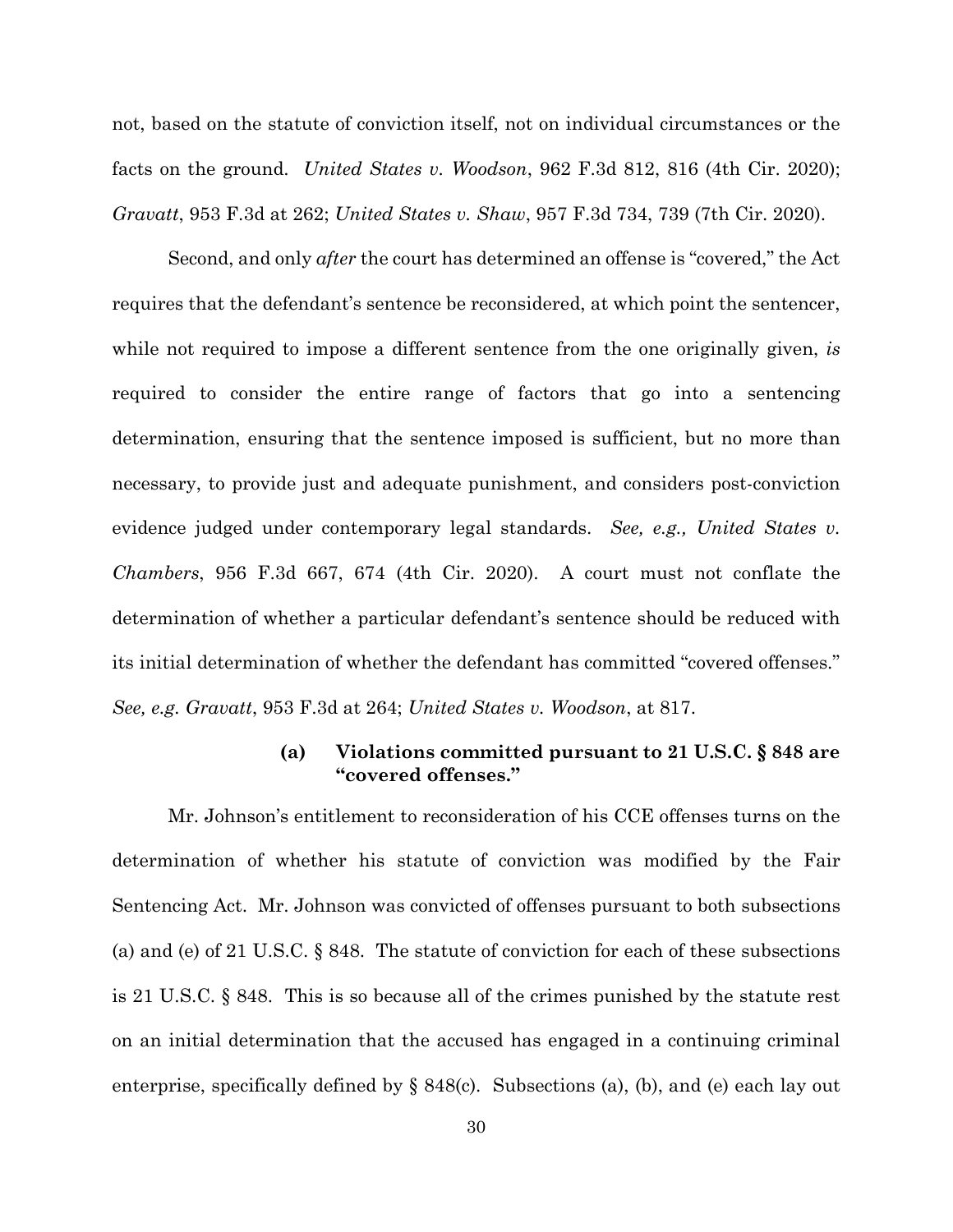not, based on the statute of conviction itself, not on individual circumstances or the facts on the ground. *United States v. Woodson*, 962 F.3d 812, 816 (4th Cir. 2020); *Gravatt*, 953 F.3d at 262; *United States v. Shaw*, 957 F.3d 734, 739 (7th Cir. 2020).

Second, and only *after* the court has determined an offense is "covered," the Act requires that the defendant's sentence be reconsidered, at which point the sentencer, while not required to impose a different sentence from the one originally given, *is* required to consider the entire range of factors that go into a sentencing determination, ensuring that the sentence imposed is sufficient, but no more than necessary, to provide just and adequate punishment, and considers post-conviction evidence judged under contemporary legal standards. *See, e.g., United States v. Chambers*, 956 F.3d 667, 674 (4th Cir. 2020). A court must not conflate the determination of whether a particular defendant's sentence should be reduced with its initial determination of whether the defendant has committed "covered offenses." *See, e.g. Gravatt*, 953 F.3d at 264; *United States v. Woodson*, at 817.

**(a) Violations committed pursuant to 21 U.S.C. § 848 are "covered offenses."**

Mr. Johnson's entitlement to reconsideration of his CCE offenses turns on the determination of whether his statute of conviction was modified by the Fair Sentencing Act. Mr. Johnson was convicted of offenses pursuant to both subsections (a) and (e) of 21 U.S.C. § 848. The statute of conviction for each of these subsections is 21 U.S.C. § 848. This is so because all of the crimes punished by the statute rest on an initial determination that the accused has engaged in a continuing criminal enterprise, specifically defined by § 848(c). Subsections (a), (b), and (e) each lay out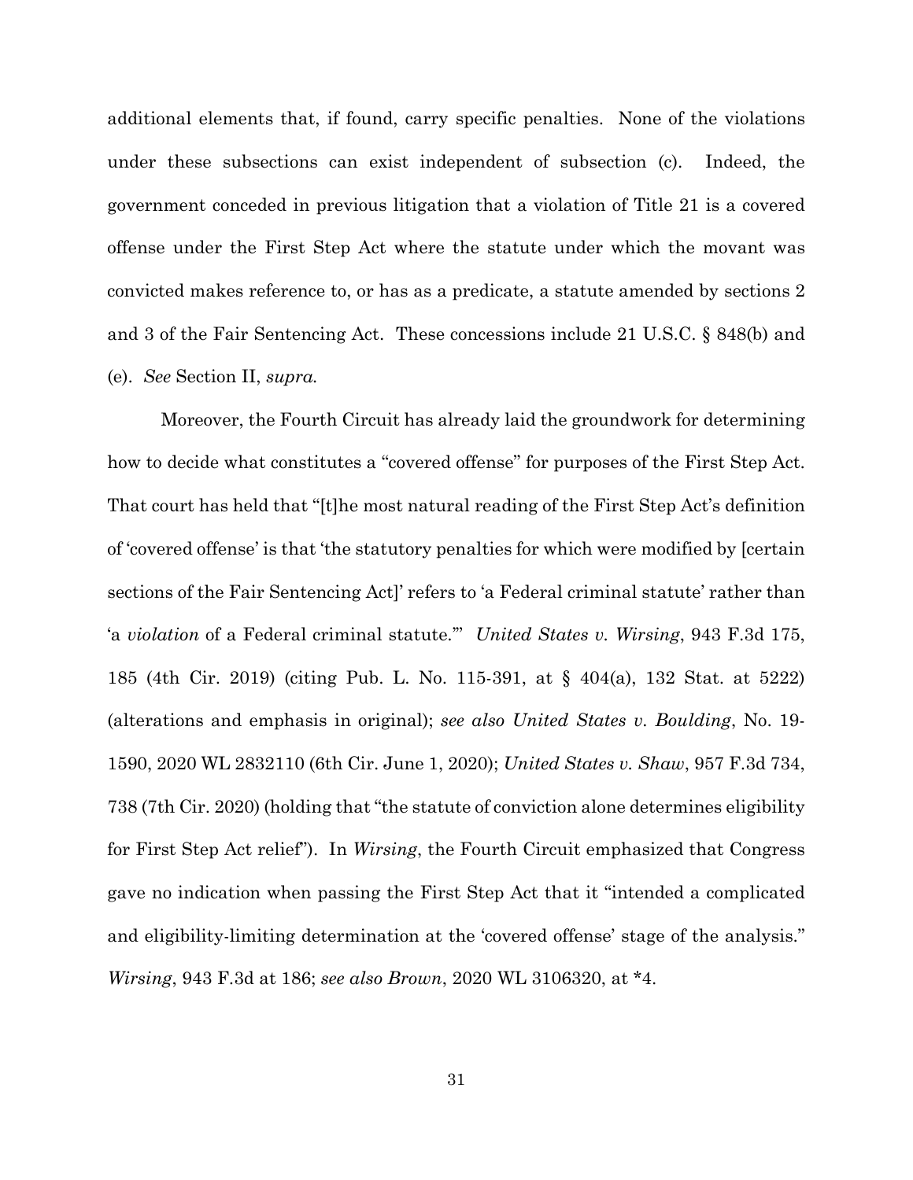additional elements that, if found, carry specific penalties. None of the violations under these subsections can exist independent of subsection (c). Indeed, the government conceded in previous litigation that a violation of Title 21 is a covered offense under the First Step Act where the statute under which the movant was convicted makes reference to, or has as a predicate, a statute amended by sections 2 and 3 of the Fair Sentencing Act. These concessions include 21 U.S.C. § 848(b) and (e). *See* Section II, *supra.*

Moreover, the Fourth Circuit has already laid the groundwork for determining how to decide what constitutes a "covered offense" for purposes of the First Step Act. That court has held that "[t]he most natural reading of the First Step Act's definition of 'covered offense' is that 'the statutory penalties for which were modified by [certain sections of the Fair Sentencing Act]' refers to 'a Federal criminal statute' rather than 'a *violation* of a Federal criminal statute.'" *United States v. Wirsing*, 943 F.3d 175, 185 (4th Cir. 2019) (citing Pub. L. No. 115-391, at § 404(a), 132 Stat. at 5222) (alterations and emphasis in original); *see also United States v. Boulding*, No. 19-1590, 2020 WL 2832110 (6th Cir. June 1, 2020); *United States v. Shaw*, 957 F.3d 734, 738 (7th Cir. 2020) (holding that "the statute of conviction alone determines eligibility for First Step Act relief"). In *Wirsing*, the Fourth Circuit emphasized that Congress gave no indication when passing the First Step Act that it "intended a complicated and eligibility-limiting determination at the 'covered offense' stage of the analysis." *Wirsing*, 943 F.3d at 186; *see also Brown*, 2020 WL 3106320, at *4.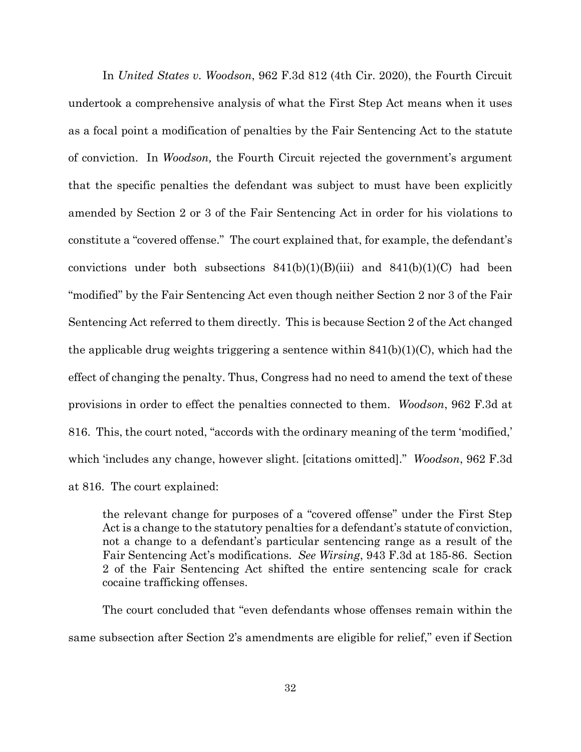In *United States v. Woodson*, 962 F.3d 812 (4th Cir. 2020), the Fourth Circuit undertook a comprehensive analysis of what the First Step Act means when it uses as a focal point a modification of penalties by the Fair Sentencing Act to the statute of conviction. In *Woodson,* the Fourth Circuit rejected the government's argument that the specific penalties the defendant was subject to must have been explicitly amended by Section 2 or 3 of the Fair Sentencing Act in order for his violations to constitute a "covered offense." The court explained that, for example, the defendant's convictions under both subsections 841(b)(1)(B)(iii) and 841(b)(1)(C) had been "modified" by the Fair Sentencing Act even though neither Section 2 nor 3 of the Fair Sentencing Act referred to them directly. This is because Section 2 of the Act changed the applicable drug weights triggering a sentence within 841(b)(1)(C), which had the effect of changing the penalty. Thus, Congress had no need to amend the text of these provisions in order to effect the penalties connected to them. *Woodson*, 962 F.3d at 816. This, the court noted, "accords with the ordinary meaning of the term 'modified,' which 'includes any change, however slight. [citations omitted]." *Woodson*, 962 F.3d at 816. The court explained:

> the relevant change for purposes of a "covered offense" under the First Step Act is a change to the statutory penalties for a defendant's statute of conviction, not a change to a defendant's particular sentencing range as a result of the Fair Sentencing Act's modifications. *See Wirsing*, 943 F.3d at 185-86. Section 2 of the Fair Sentencing Act shifted the entire sentencing scale for crack cocaine trafficking offenses.

The court concluded that "even defendants whose offenses remain within the same subsection after Section 2's amendments are eligible for relief," even if Section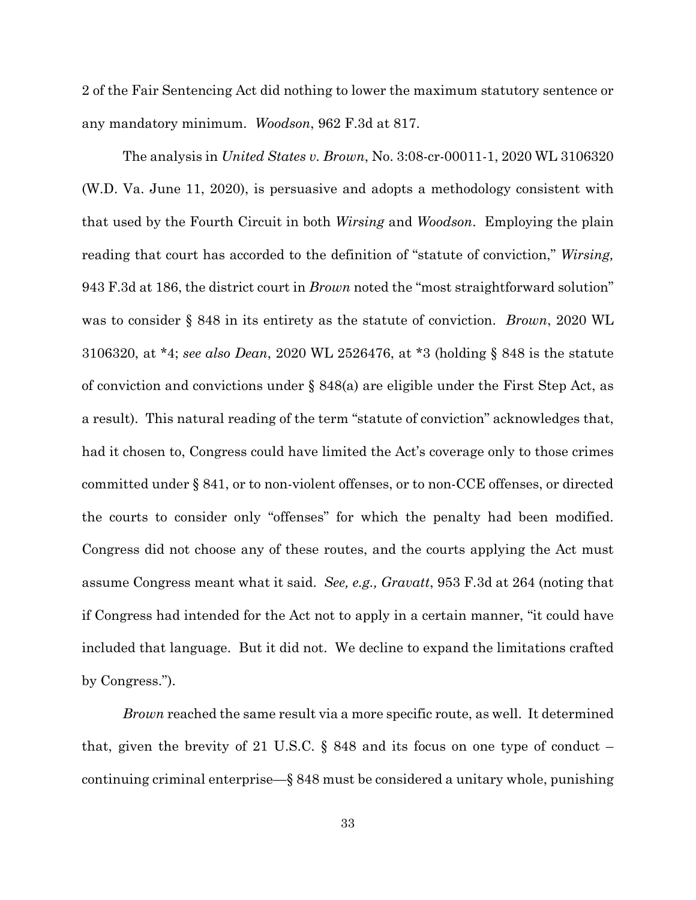2 of the Fair Sentencing Act did nothing to lower the maximum statutory sentence or any mandatory minimum. *Woodson*, 962 F.3d at 817.

The analysis in *United States v. Brown*, No. 3:08-cr-00011-1, 2020 WL 3106320 (W.D. Va. June 11, 2020), is persuasive and adopts a methodology consistent with that used by the Fourth Circuit in both *Wirsing* and *Woodson*. Employing the plain reading that court has accorded to the definition of "statute of conviction," *Wirsing,* 943 F.3d at 186, the district court in *Brown* noted the "most straightforward solution" was to consider § 848 in its entirety as the statute of conviction. *Brown*, 2020 WL 3106320, at *4; *see also Dean*, 2020 WL 2526476, at *3 (holding § 848 is the statute of conviction and convictions under § 848(a) are eligible under the First Step Act, as a result). This natural reading of the term "statute of conviction" acknowledges that, had it chosen to, Congress could have limited the Act's coverage only to those crimes committed under § 841, or to non-violent offenses, or to non-CCE offenses, or directed the courts to consider only "offenses" for which the penalty had been modified. Congress did not choose any of these routes, and the courts applying the Act must assume Congress meant what it said. *See, e.g., Gravatt*, 953 F.3d at 264 (noting that if Congress had intended for the Act not to apply in a certain manner, "it could have included that language. But it did not. We decline to expand the limitations crafted by Congress.").

*Brown* reached the same result via a more specific route, as well. It determined that, given the brevity of 21 U.S.C. § 848 and its focus on one type of conduct – continuing criminal enterprise—§ 848 must be considered a unitary whole, punishing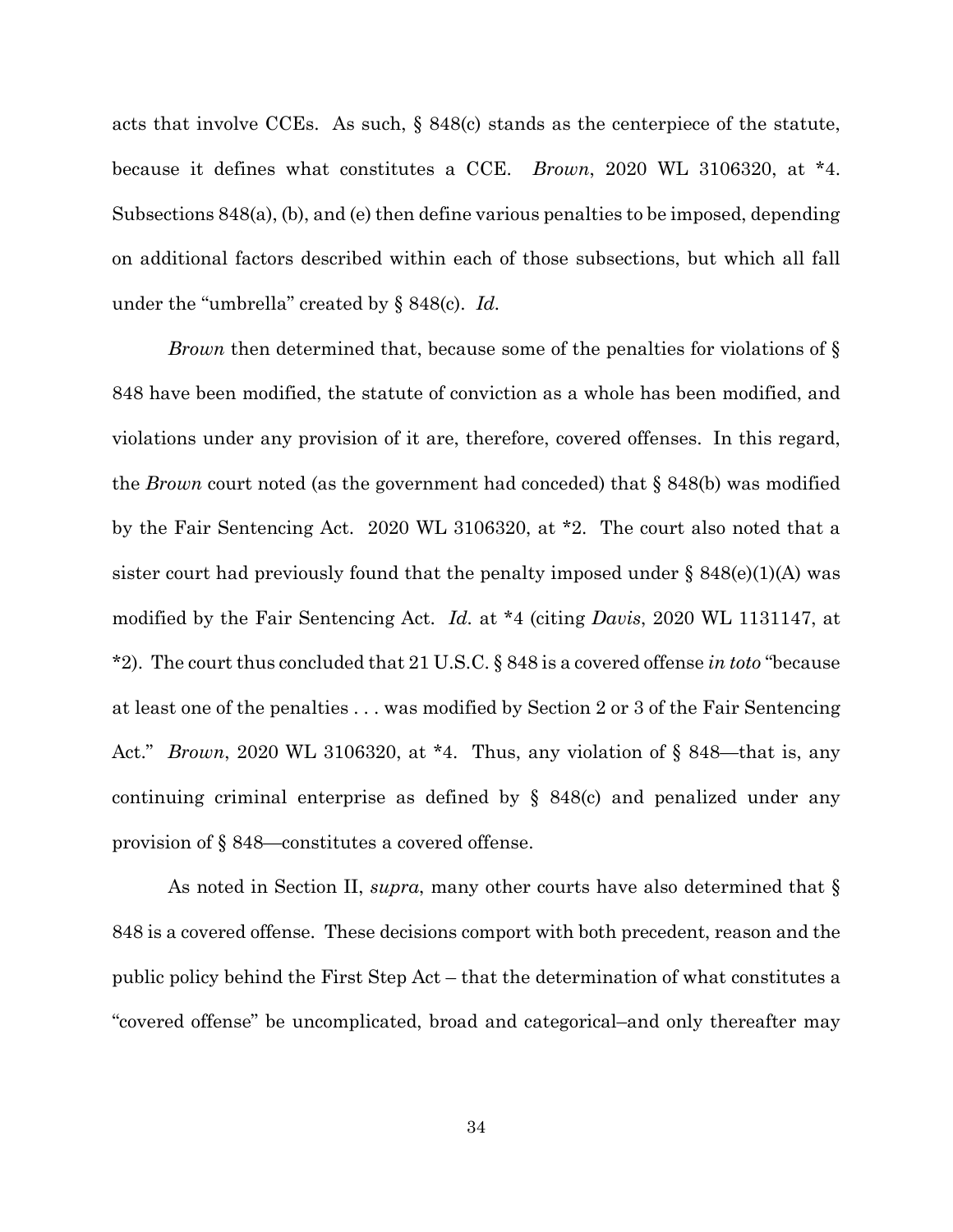acts that involve CCEs. As such, § 848(c) stands as the centerpiece of the statute, because it defines what constitutes a CCE. *Brown*, 2020 WL 3106320, at *4. Subsections 848(a), (b), and (e) then define various penalties to be imposed, depending on additional factors described within each of those subsections, but which all fall under the "umbrella" created by § 848(c). *Id.*

*Brown* then determined that, because some of the penalties for violations of § 848 have been modified, the statute of conviction as a whole has been modified, and violations under any provision of it are, therefore, covered offenses. In this regard, the *Brown* court noted (as the government had conceded) that § 848(b) was modified by the Fair Sentencing Act. 2020 WL 3106320, at *2. The court also noted that a sister court had previously found that the penalty imposed under § 848(e)(1)(A) was modified by the Fair Sentencing Act. *Id.* at *4 (citing *Davis*, 2020 WL 1131147, at *2). The court thus concluded that 21 U.S.C. § 848 is a covered offense *in toto* "because at least one of the penalties . . . was modified by Section 2 or 3 of the Fair Sentencing Act." *Brown*, 2020 WL 3106320, at *4. Thus, any violation of § 848—that is, any continuing criminal enterprise as defined by § 848(c) and penalized under any provision of § 848—constitutes a covered offense.

As noted in Section II, *supra*, many other courts have also determined that § 848 is a covered offense. These decisions comport with both precedent, reason and the public policy behind the First Step Act – that the determination of what constitutes a "covered offense" be uncomplicated, broad and categorical–and only thereafter may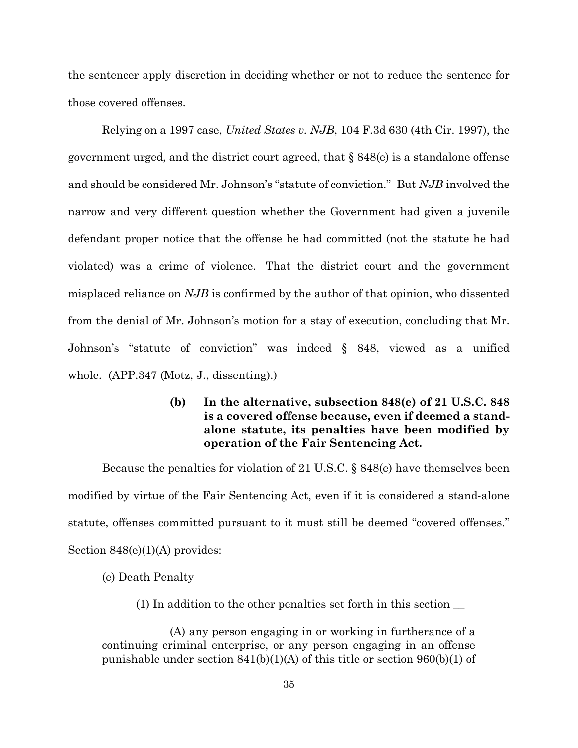the sentencer apply discretion in deciding whether or not to reduce the sentence for those covered offenses.

Relying on a 1997 case, *United States v. NJB*, 104 F.3d 630 (4th Cir. 1997), the government urged, and the district court agreed, that § 848(e) is a standalone offense and should be considered Mr. Johnson's "statute of conviction." But *NJB* involved the narrow and very different question whether the Government had given a juvenile defendant proper notice that the offense he had committed (not the statute he had violated) was a crime of violence. That the district court and the government misplaced reliance on *NJB* is confirmed by the author of that opinion, who dissented from the denial of Mr. Johnson's motion for a stay of execution, concluding that Mr. Johnson's "statute of conviction" was indeed § 848, viewed as a unified whole. (APP.347 (Motz, J., dissenting).)

> **(b) In the alternative, subsection 848(e) of 21 U.S.C. 848 is a covered offense because, even if deemed a stand-alone statute, its penalties have been modified by operation of the Fair Sentencing Act.**

Because the penalties for violation of 21 U.S.C. § 848(e) have themselves been modified by virtue of the Fair Sentencing Act, even if it is considered a stand-alone statute, offenses committed pursuant to it must still be deemed "covered offenses." Section 848(e)(1)(A) provides:

> (e) Death Penalty
>
> (1) In addition to the other penalties set forth in this section __
>
> (A) any person engaging in or working in furtherance of a continuing criminal enterprise, or any person engaging in an offense punishable under section 841(b)(1)(A) of this title or section 960(b)(1) of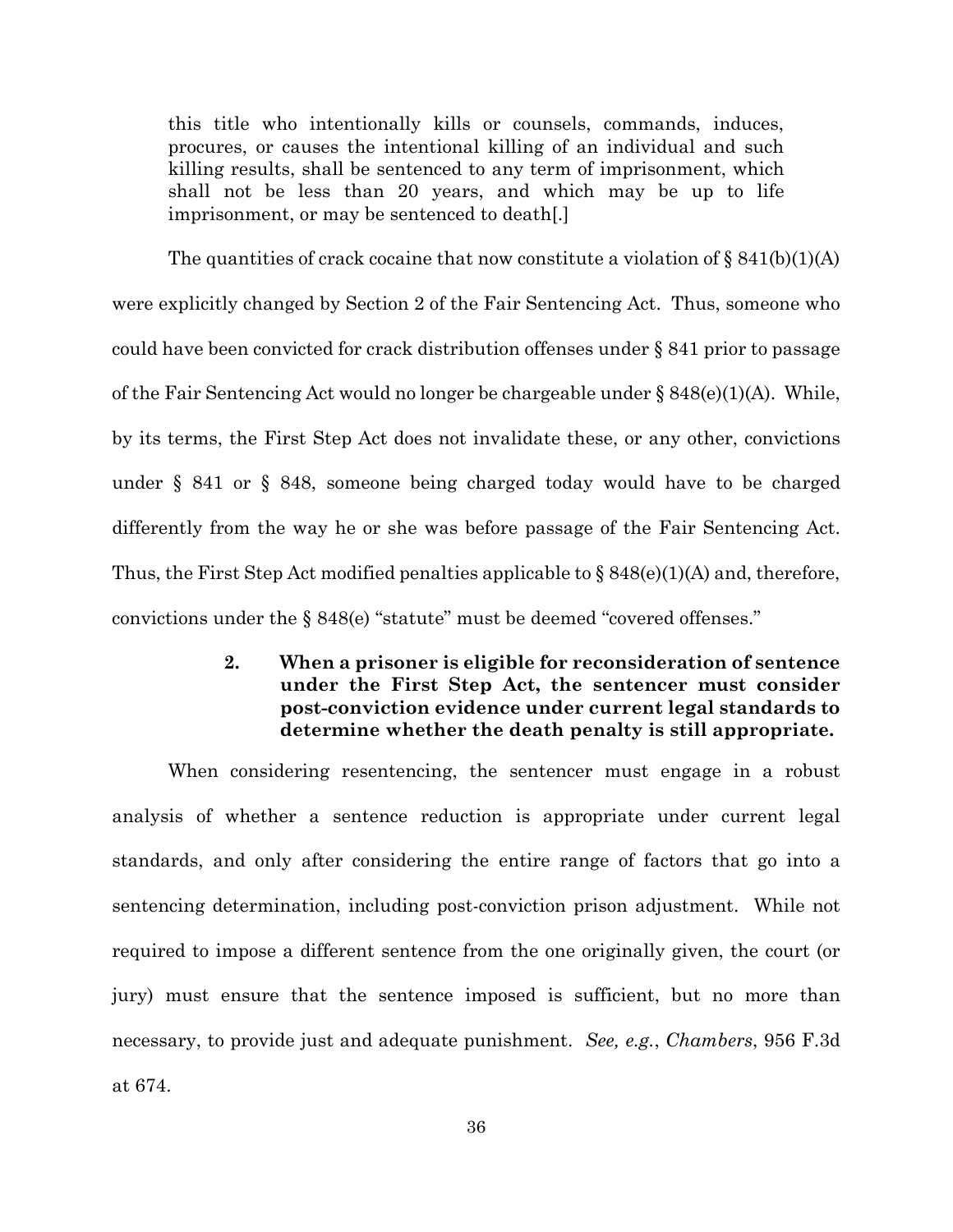> this title who intentionally kills or counsels, commands, induces, procures, or causes the intentional killing of an individual and such killing results, shall be sentenced to any term of imprisonment, which shall not be less than 20 years, and which may be up to life imprisonment, or may be sentenced to death[.]

The quantities of crack cocaine that now constitute a violation of § 841(b)(1)(A) were explicitly changed by Section 2 of the Fair Sentencing Act. Thus, someone who could have been convicted for crack distribution offenses under § 841 prior to passage of the Fair Sentencing Act would no longer be chargeable under § 848(e)(1)(A). While, by its terms, the First Step Act does not invalidate these, or any other, convictions under § 841 or § 848, someone being charged today would have to be charged differently from the way he or she was before passage of the Fair Sentencing Act. Thus, the First Step Act modified penalties applicable to § 848(e)(1)(A) and, therefore, convictions under the § 848(e) "statute" must be deemed "covered offenses."

**2. When a prisoner is eligible for reconsideration of sentence under the First Step Act, the sentencer must consider post-conviction evidence under current legal standards to determine whether the death penalty is still appropriate.**

When considering resentencing, the sentencer must engage in a robust analysis of whether a sentence reduction is appropriate under current legal standards, and only after considering the entire range of factors that go into a sentencing determination, including post-conviction prison adjustment. While not required to impose a different sentence from the one originally given, the court (or jury) must ensure that the sentence imposed is sufficient, but no more than necessary, to provide just and adequate punishment. *See, e.g.*, *Chambers*, 956 F.3d at 674.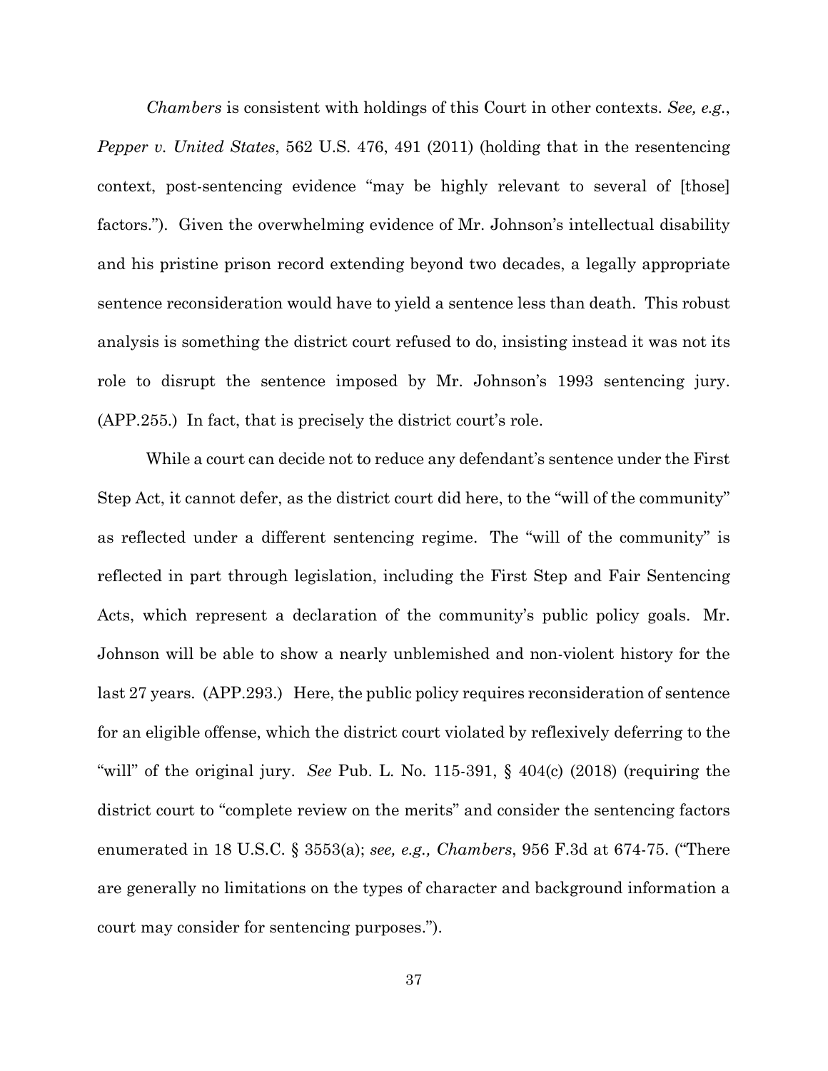*Chambers* is consistent with holdings of this Court in other contexts. *See, e.g.*, *Pepper v. United States*, 562 U.S. 476, 491 (2011) (holding that in the resentencing context, post-sentencing evidence "may be highly relevant to several of [those] factors."). Given the overwhelming evidence of Mr. Johnson's intellectual disability and his pristine prison record extending beyond two decades, a legally appropriate sentence reconsideration would have to yield a sentence less than death. This robust analysis is something the district court refused to do, insisting instead it was not its role to disrupt the sentence imposed by Mr. Johnson's 1993 sentencing jury. (APP.255.) In fact, that is precisely the district court's role.

While a court can decide not to reduce any defendant's sentence under the First Step Act, it cannot defer, as the district court did here, to the "will of the community" as reflected under a different sentencing regime. The "will of the community" is reflected in part through legislation, including the First Step and Fair Sentencing Acts, which represent a declaration of the community's public policy goals. Mr. Johnson will be able to show a nearly unblemished and non-violent history for the last 27 years. (APP.293.) Here, the public policy requires reconsideration of sentence for an eligible offense, which the district court violated by reflexively deferring to the "will" of the original jury. *See* Pub. L. No. 115-391, § 404(c) (2018) (requiring the district court to "complete review on the merits" and consider the sentencing factors enumerated in 18 U.S.C. § 3553(a); *see, e.g., Chambers*, 956 F.3d at 674-75. ("There are generally no limitations on the types of character and background information a court may consider for sentencing purposes.").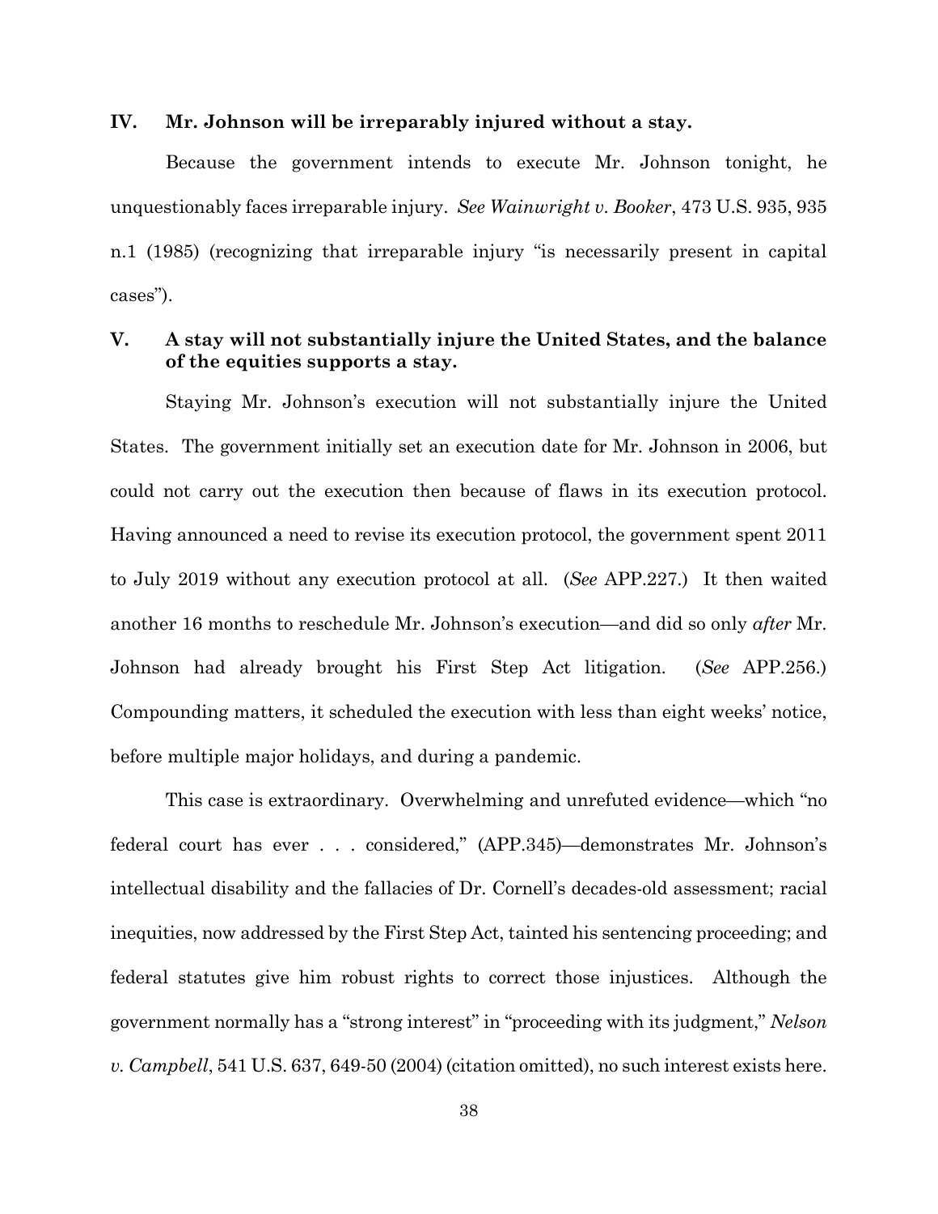## IV. Mr. Johnson will be irreparably injured without a stay.

Because the government intends to execute Mr. Johnson tonight, he unquestionably faces irreparable injury. *See Wainwright v. Booker*, 473 U.S. 935, 935 n.1 (1985) (recognizing that irreparable injury "is necessarily present in capital cases").

## V. A stay will not substantially injure the United States, and the balance of the equities supports a stay.

Staying Mr. Johnson's execution will not substantially injure the United States. The government initially set an execution date for Mr. Johnson in 2006, but could not carry out the execution then because of flaws in its execution protocol. Having announced a need to revise its execution protocol, the government spent 2011 to July 2019 without any execution protocol at all. (*See* APP.227.) It then waited another 16 months to reschedule Mr. Johnson's execution—and did so only *after* Mr. Johnson had already brought his First Step Act litigation. (*See* APP.256.) Compounding matters, it scheduled the execution with less than eight weeks' notice, before multiple major holidays, and during a pandemic.

This case is extraordinary. Overwhelming and unrefuted evidence—which "no federal court has ever . . . considered," (APP.345)—demonstrates Mr. Johnson's intellectual disability and the fallacies of Dr. Cornell's decades-old assessment; racial inequities, now addressed by the First Step Act, tainted his sentencing proceeding; and federal statutes give him robust rights to correct those injustices. Although the government normally has a "strong interest" in "proceeding with its judgment," *Nelson v. Campbell*, 541 U.S. 637, 649-50 (2004) (citation omitted), no such interest exists here.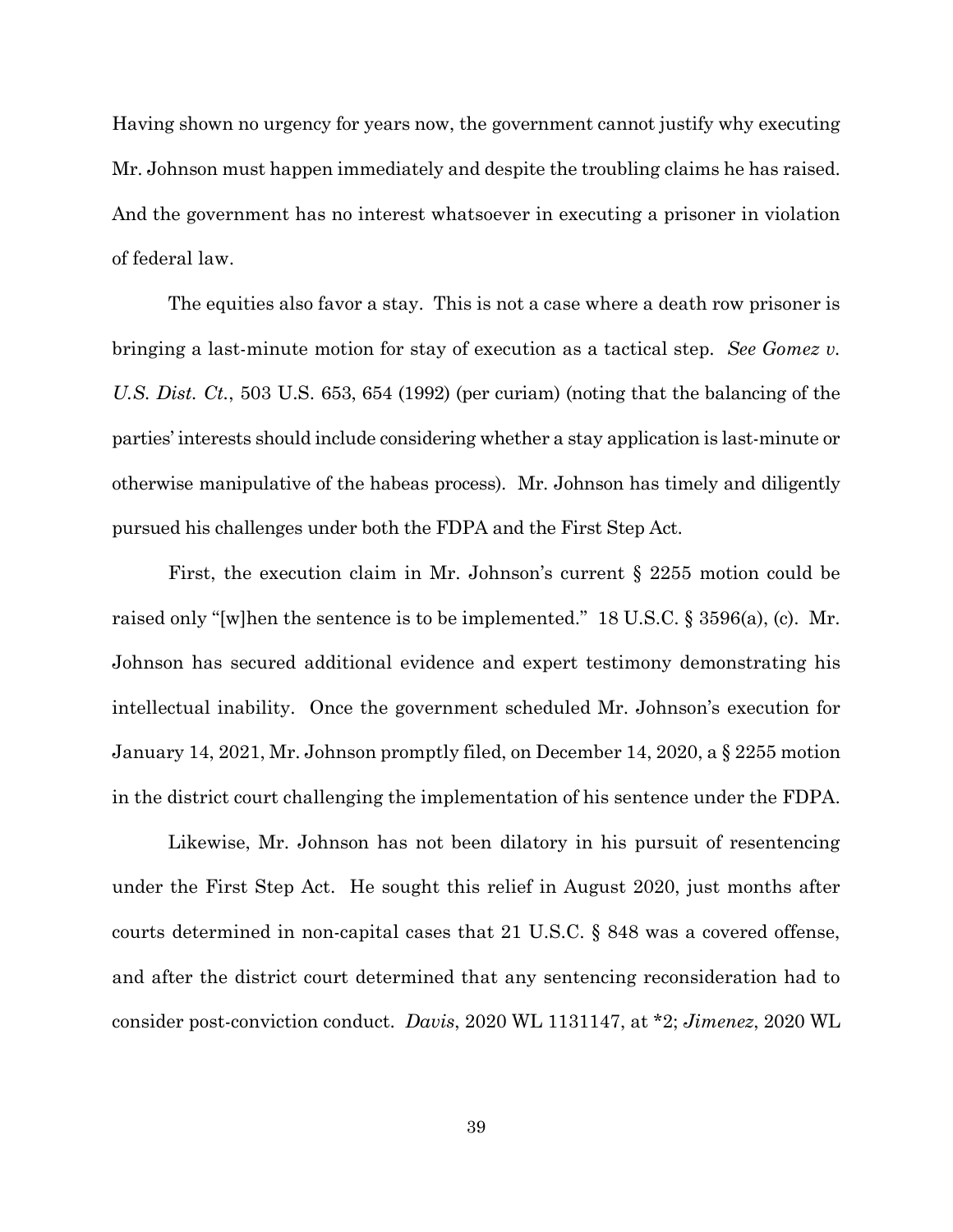Having shown no urgency for years now, the government cannot justify why executing Mr. Johnson must happen immediately and despite the troubling claims he has raised. And the government has no interest whatsoever in executing a prisoner in violation of federal law.

The equities also favor a stay. This is not a case where a death row prisoner is bringing a last-minute motion for stay of execution as a tactical step. *See Gomez v. U.S. Dist. Ct.*, 503 U.S. 653, 654 (1992) (per curiam) (noting that the balancing of the parties' interests should include considering whether a stay application is last-minute or otherwise manipulative of the habeas process). Mr. Johnson has timely and diligently pursued his challenges under both the FDPA and the First Step Act.

First, the execution claim in Mr. Johnson's current § 2255 motion could be raised only "[w]hen the sentence is to be implemented." 18 U.S.C. § 3596(a), (c). Mr. Johnson has secured additional evidence and expert testimony demonstrating his intellectual inability. Once the government scheduled Mr. Johnson's execution for January 14, 2021, Mr. Johnson promptly filed, on December 14, 2020, a § 2255 motion in the district court challenging the implementation of his sentence under the FDPA.

Likewise, Mr. Johnson has not been dilatory in his pursuit of resentencing under the First Step Act. He sought this relief in August 2020, just months after courts determined in non-capital cases that 21 U.S.C. § 848 was a covered offense, and after the district court determined that any sentencing reconsideration had to consider post-conviction conduct. *Davis*, 2020 WL 1131147, at *2; *Jimenez*, 2020 WL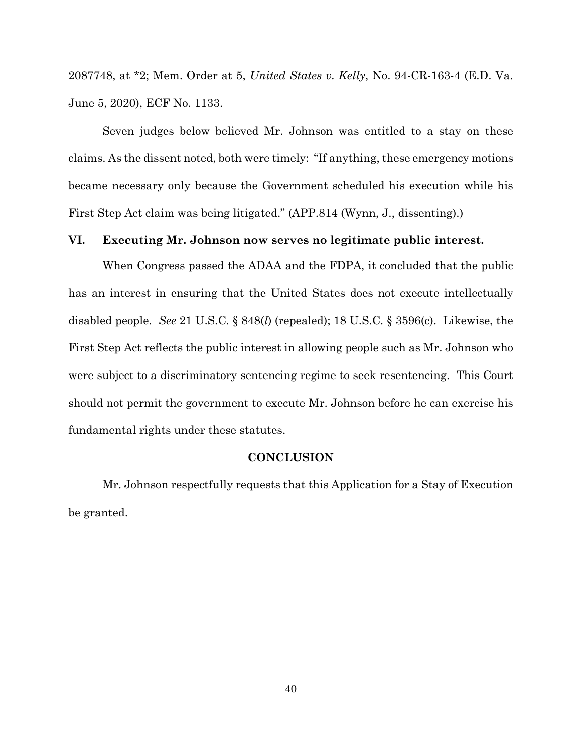2087748, at *2; Mem. Order at 5, *United States v. Kelly*, No. 94-CR-163-4 (E.D. Va. June 5, 2020), ECF No. 1133.

Seven judges below believed Mr. Johnson was entitled to a stay on these claims. As the dissent noted, both were timely: "If anything, these emergency motions became necessary only because the Government scheduled his execution while his First Step Act claim was being litigated." (APP.814 (Wynn, J., dissenting).)

### VI. Executing Mr. Johnson now serves no legitimate public interest.

When Congress passed the ADAA and the FDPA, it concluded that the public has an interest in ensuring that the United States does not execute intellectually disabled people. *See* 21 U.S.C. § 848(*l*) (repealed); 18 U.S.C. § 3596(c). Likewise, the First Step Act reflects the public interest in allowing people such as Mr. Johnson who were subject to a discriminatory sentencing regime to seek resentencing. This Court should not permit the government to execute Mr. Johnson before he can exercise his fundamental rights under these statutes.

## CONCLUSION

Mr. Johnson respectfully requests that this Application for a Stay of Execution be granted.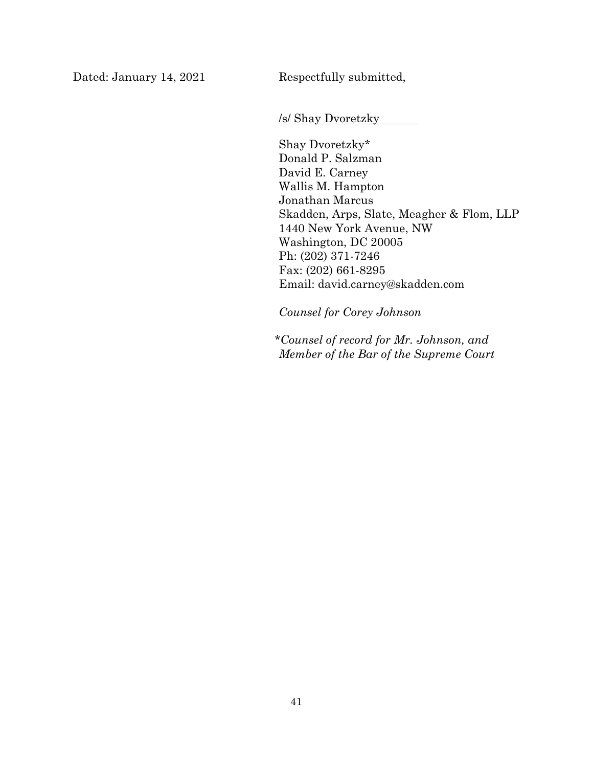Dated: January 14, 2021

Respectfully submitted,

/s/ Shay Dvoretzky

Shay Dvoretzky*
Donald P. Salzman
David E. Carney
Wallis M. Hampton
Jonathan Marcus
Skadden, Arps, Slate, Meagher & Flom, LLP
1440 New York Avenue, NW
Washington, DC 20005
Ph: (202) 371-7246
Fax: (202) 661-8295
Email: david.carney@skadden.com

*Counsel for Corey Johnson*

**Counsel of record for Mr. Johnson, and Member of the Bar of the Supreme Court*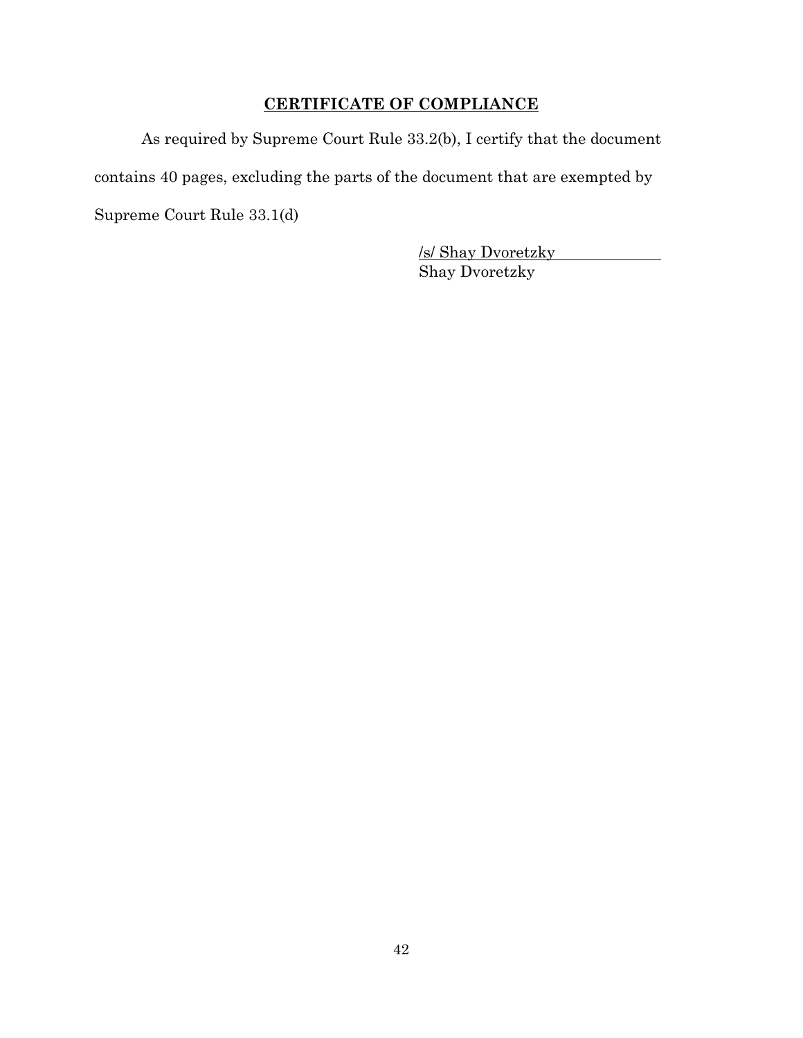## CERTIFICATE OF COMPLIANCE

As required by Supreme Court Rule 33.2(b), I certify that the document contains 40 pages, excluding the parts of the document that are exempted by Supreme Court Rule 33.1(d)

/s/ Shay Dvoretzky
Shay Dvoretzky